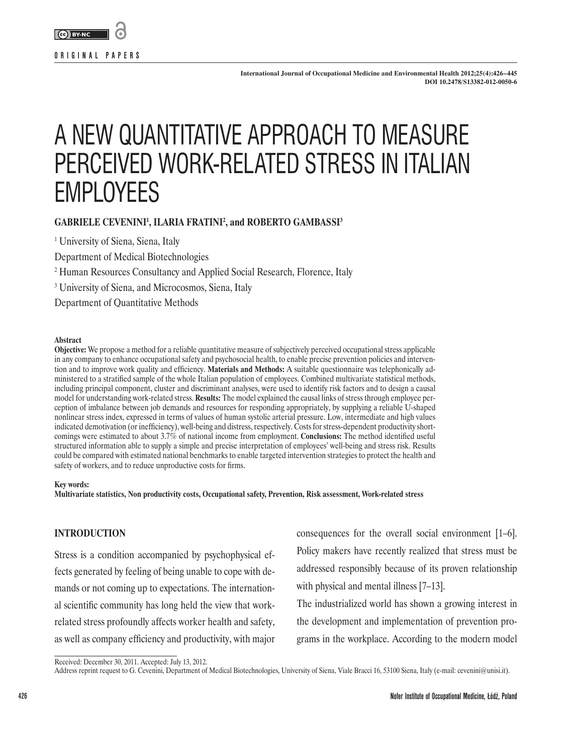ORIGINAL PAPERS

# A NEW QUANTITATIVE APPROACH TO MEASURE PERCEIVED WORK-RELATED STRESS IN ITALIAN EMPLOYEES

**GABRIELE CEVENINI[1], ILARIA FRATINI[2], and ROBERTO GAMBASSI[3]**

[1] University of Siena, Siena, Italy
Department of Medical Biotechnologies
[2] Human Resources Consultancy and Applied Social Research, Florence, Italy
[3] University of Siena, and Microcosmos, Siena, Italy
Department of Quantitative Methods

#### Abstract

**Objective:** We propose a method for a reliable quantitative measure of subjectively perceived occupational stress applicable in any company to enhance occupational safety and psychosocial health, to enable precise prevention policies and intervention and to improve work quality and efficiency. **Materials and Methods:** A suitable questionnaire was telephonically administered to a stratified sample of the whole Italian population of employees. Combined multivariate statistical methods, including principal component, cluster and discriminant analyses, were used to identify risk factors and to design a causal model for understanding work-related stress. **Results:** The model explained the causal links of stress through employee perception of imbalance between job demands and resources for responding appropriately, by supplying a reliable U-shaped nonlinear stress index, expressed in terms of values of human systolic arterial pressure. Low, intermediate and high values indicated demotivation (or inefficiency), well-being and distress, respectively. Costs for stress-dependent productivity shortcomings were estimated to about 3.7% of national income from employment. **Conclusions:** The method identified useful structured information able to supply a simple and precise interpretation of employees' well-being and stress risk. Results could be compared with estimated national benchmarks to enable targeted intervention strategies to protect the health and safety of workers, and to reduce unproductive costs for firms.

#### Key words:

**Multivariate statistics, Non productivity costs, Occupational safety, Prevention, Risk assessment, Work-related stress**

## INTRODUCTION

Stress is a condition accompanied by psychophysical effects generated by feeling of being unable to cope with demands or not coming up to expectations. The international scientific community has long held the view that work-related stress profoundly affects worker health and safety, as well as company efficiency and productivity, with major consequences for the overall social environment [1–6]. Policy makers have recently realized that stress must be addressed responsibly because of its proven relationship with physical and mental illness [7–13].

The industrialized world has shown a growing interest in the development and implementation of prevention programs in the workplace. According to the modern model

Received: December 30, 2011. Accepted: July 13, 2012.
Address reprint request to G. Cevenini, Department of Medical Biotechnologies, University of Siena, Viale Bracci 16, 53100 Siena, Italy (e-mail: cevenini@unisi.it).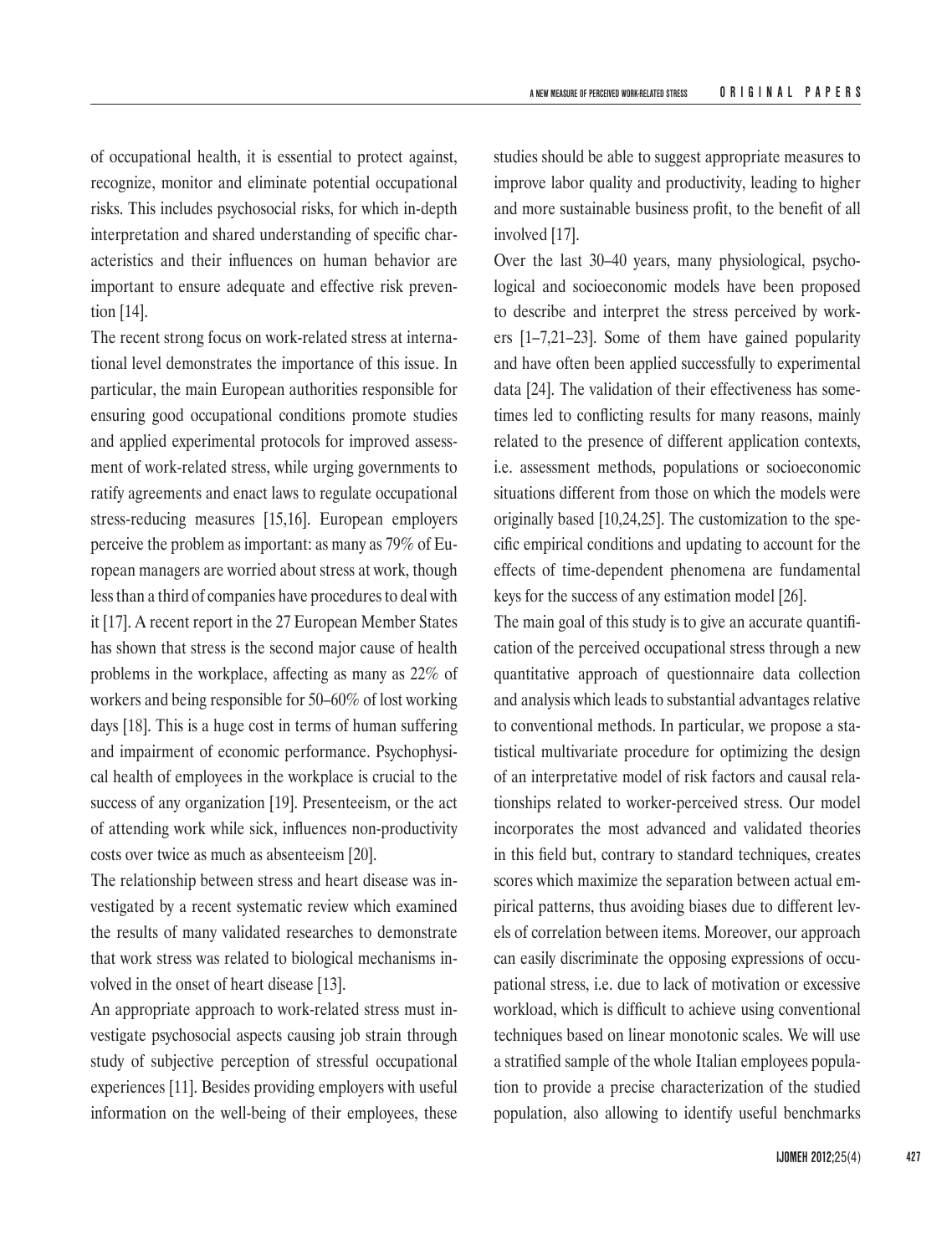of occupational health, it is essential to protect against, recognize, monitor and eliminate potential occupational risks. This includes psychosocial risks, for which in-depth interpretation and shared understanding of specific characteristics and their influences on human behavior are important to ensure adequate and effective risk prevention [14].

The recent strong focus on work-related stress at international level demonstrates the importance of this issue. In particular, the main European authorities responsible for ensuring good occupational conditions promote studies and applied experimental protocols for improved assessment of work-related stress, while urging governments to ratify agreements and enact laws to regulate occupational stress-reducing measures [15,16]. European employers perceive the problem as important: as many as 79% of European managers are worried about stress at work, though less than a third of companies have procedures to deal with it [17]. A recent report in the 27 European Member States has shown that stress is the second major cause of health problems in the workplace, affecting as many as 22% of workers and being responsible for 50–60% of lost working days [18]. This is a huge cost in terms of human suffering and impairment of economic performance. Psychophysical health of employees in the workplace is crucial to the success of any organization [19]. Presenteeism, or the act of attending work while sick, influences non-productivity costs over twice as much as absenteeism [20].

The relationship between stress and heart disease was investigated by a recent systematic review which examined the results of many validated researches to demonstrate that work stress was related to biological mechanisms involved in the onset of heart disease [13].

An appropriate approach to work-related stress must investigate psychosocial aspects causing job strain through study of subjective perception of stressful occupational experiences [11]. Besides providing employers with useful information on the well-being of their employees, these studies should be able to suggest appropriate measures to improve labor quality and productivity, leading to higher and more sustainable business profit, to the benefit of all involved [17].

Over the last 30–40 years, many physiological, psychological and socioeconomic models have been proposed to describe and interpret the stress perceived by workers [1–7,21–23]. Some of them have gained popularity and have often been applied successfully to experimental data [24]. The validation of their effectiveness has sometimes led to conflicting results for many reasons, mainly related to the presence of different application contexts, i.e. assessment methods, populations or socioeconomic situations different from those on which the models were originally based [10,24,25]. The customization to the specific empirical conditions and updating to account for the effects of time-dependent phenomena are fundamental keys for the success of any estimation model [26].

The main goal of this study is to give an accurate quantification of the perceived occupational stress through a new quantitative approach of questionnaire data collection and analysis which leads to substantial advantages relative to conventional methods. In particular, we propose a statistical multivariate procedure for optimizing the design of an interpretative model of risk factors and causal relationships related to worker-perceived stress. Our model incorporates the most advanced and validated theories in this field but, contrary to standard techniques, creates scores which maximize the separation between actual empirical patterns, thus avoiding biases due to different levels of correlation between items. Moreover, our approach can easily discriminate the opposing expressions of occupational stress, i.e. due to lack of motivation or excessive workload, which is difficult to achieve using conventional techniques based on linear monotonic scales. We will use a stratified sample of the whole Italian employees population to provide a precise characterization of the studied population, also allowing to identify useful benchmarks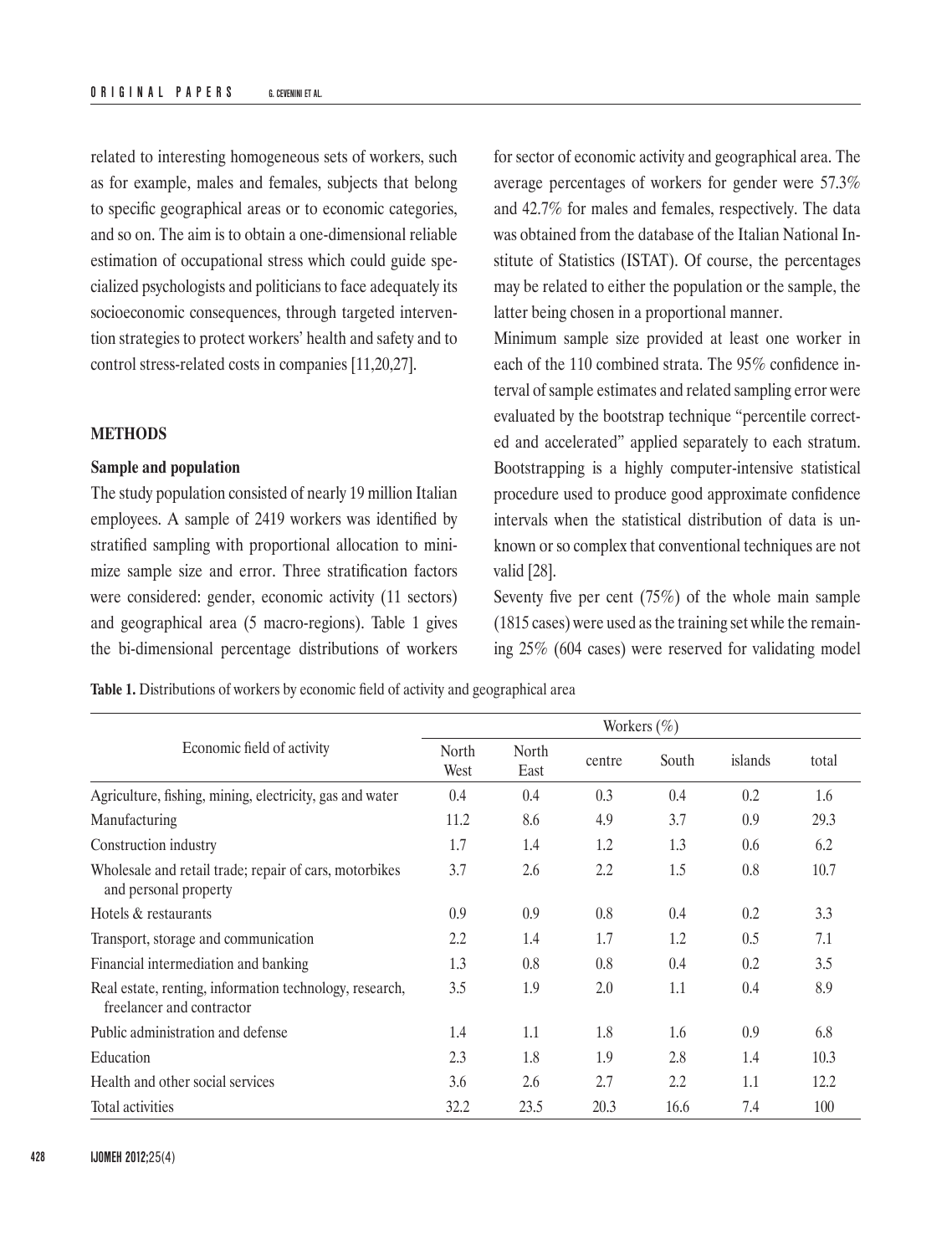related to interesting homogeneous sets of workers, such as for example, males and females, subjects that belong to specific geographical areas or to economic categories, and so on. The aim is to obtain a one-dimensional reliable estimation of occupational stress which could guide specialized psychologists and politicians to face adequately its socioeconomic consequences, through targeted intervention strategies to protect workers' health and safety and to control stress-related costs in companies [11,20,27].

## METHODS

### Sample and population

The study population consisted of nearly 19 million Italian employees. A sample of 2419 workers was identified by stratified sampling with proportional allocation to minimize sample size and error. Three stratification factors were considered: gender, economic activity (11 sectors) and geographical area (5 macro-regions). Table 1 gives the bi-dimensional percentage distributions of workers for sector of economic activity and geographical area. The average percentages of workers for gender were 57.3% and 42.7% for males and females, respectively. The data was obtained from the database of the Italian National Institute of Statistics (ISTAT). Of course, the percentages may be related to either the population or the sample, the latter being chosen in a proportional manner.

Minimum sample size provided at least one worker in each of the 110 combined strata. The 95% confidence interval of sample estimates and related sampling error were evaluated by the bootstrap technique "percentile corrected and accelerated" applied separately to each stratum. Bootstrapping is a highly computer-intensive statistical procedure used to produce good approximate confidence intervals when the statistical distribution of data is unknown or so complex that conventional techniques are not valid [28].

Seventy five per cent (75%) of the whole main sample (1815 cases) were used as the training set while the remaining 25% (604 cases) were reserved for validating model

**Table 1.** Distributions of workers by economic field of activity and geographical area

| Economic field of activity | Workers (%) | | | | | |
|---|---|---|---|---|---|---|
| | North West | North East | centre | South | islands | total |
| Agriculture, fishing, mining, electricity, gas and water | 0.4 | 0.4 | 0.3 | 0.4 | 0.2 | 1.6 |
| Manufacturing | 11.2 | 8.6 | 4.9 | 3.7 | 0.9 | 29.3 |
| Construction industry | 1.7 | 1.4 | 1.2 | 1.3 | 0.6 | 6.2 |
| Wholesale and retail trade; repair of cars, motorbikes and personal property | 3.7 | 2.6 | 2.2 | 1.5 | 0.8 | 10.7 |
| Hotels & restaurants | 0.9 | 0.9 | 0.8 | 0.4 | 0.2 | 3.3 |
| Transport, storage and communication | 2.2 | 1.4 | 1.7 | 1.2 | 0.5 | 7.1 |
| Financial intermediation and banking | 1.3 | 0.8 | 0.8 | 0.4 | 0.2 | 3.5 |
| Real estate, renting, information technology, research, freelancer and contractor | 3.5 | 1.9 | 2.0 | 1.1 | 0.4 | 8.9 |
| Public administration and defense | 1.4 | 1.1 | 1.8 | 1.6 | 0.9 | 6.8 |
| Education | 2.3 | 1.8 | 1.9 | 2.8 | 1.4 | 10.3 |
| Health and other social services | 3.6 | 2.6 | 2.7 | 2.2 | 1.1 | 12.2 |
| Total activities | 32.2 | 23.5 | 20.3 | 16.6 | 7.4 | 100 |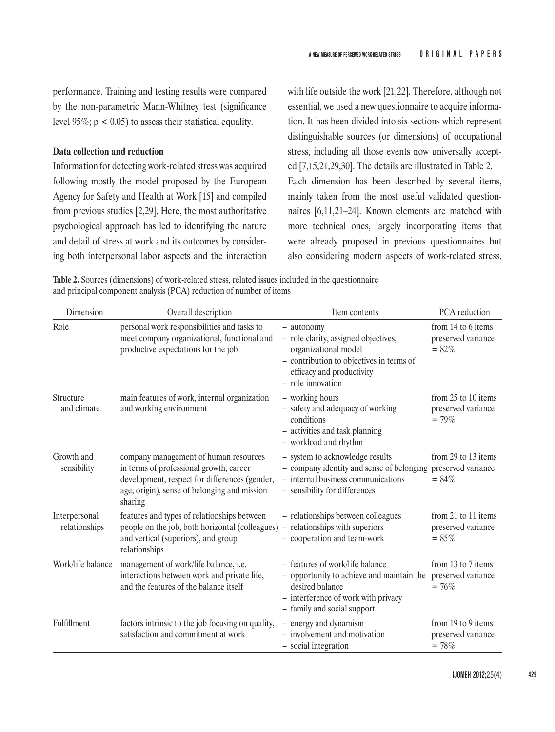performance. Training and testing results were compared by the non-parametric Mann-Whitney test (significance level 95%; $p < 0.05$) to assess their statistical equality.

### Data collection and reduction

Information for detecting work-related stress was acquired following mostly the model proposed by the European Agency for Safety and Health at Work [15] and compiled from previous studies [2,29]. Here, the most authoritative psychological approach has led to identifying the nature and detail of stress at work and its outcomes by considering both interpersonal labor aspects and the interaction with life outside the work [21,22]. Therefore, although not essential, we used a new questionnaire to acquire information. It has been divided into six sections which represent distinguishable sources (or dimensions) of occupational stress, including all those events now universally accepted [7,15,21,29,30]. The details are illustrated in Table 2.

Each dimension has been described by several items, mainly taken from the most useful validated questionnaires [6,11,21–24]. Known elements are matched with more technical ones, largely incorporating items that were already proposed in previous questionnaires but also considering modern aspects of work-related stress.

**Table 2.** Sources (dimensions) of work-related stress, related issues included in the questionnaire and principal component analysis (PCA) reduction of number of items

| Dimension | Overall description | Item contents | PCA reduction |
|---|---|---|---|
| Role | personal work responsibilities and tasks to meet company organizational, functional and productive expectations for the job | – autonomy<br>– role clarity, assigned objectives, organizational model<br>– contribution to objectives in terms of efficacy and productivity<br>– role innovation | from 14 to 6 items preserved variance = 82% |
| Structure and climate | main features of work, internal organization and working environment | – working hours<br>– safety and adequacy of working conditions<br>– activities and task planning<br>– workload and rhythm | from 25 to 10 items preserved variance = 79% |
| Growth and sensibility | company management of human resources in terms of professional growth, career development, respect for differences (gender, age, origin), sense of belonging and mission sharing | – system to acknowledge results<br>– company identity and sense of belonging<br>– internal business communications<br>– sensibility for differences | from 29 to 13 items preserved variance = 84% |
| Interpersonal relationships | features and types of relationships between people on the job, both horizontal (colleagues) and vertical (superiors), and group relationships | – relationships between colleagues<br>– relationships with superiors<br>– cooperation and team-work | from 21 to 11 items preserved variance = 85% |
| Work/life balance | management of work/life balance, i.e. interactions between work and private life, and the features of the balance itself | – features of work/life balance<br>– opportunity to achieve and maintain the desired balance<br>– interference of work with privacy<br>– family and social support | from 13 to 7 items preserved variance = 76% |
| Fulfillment | factors intrinsic to the job focusing on quality, satisfaction and commitment at work | – energy and dynamism<br>– involvement and motivation<br>– social integration | from 19 to 9 items preserved variance = 78% |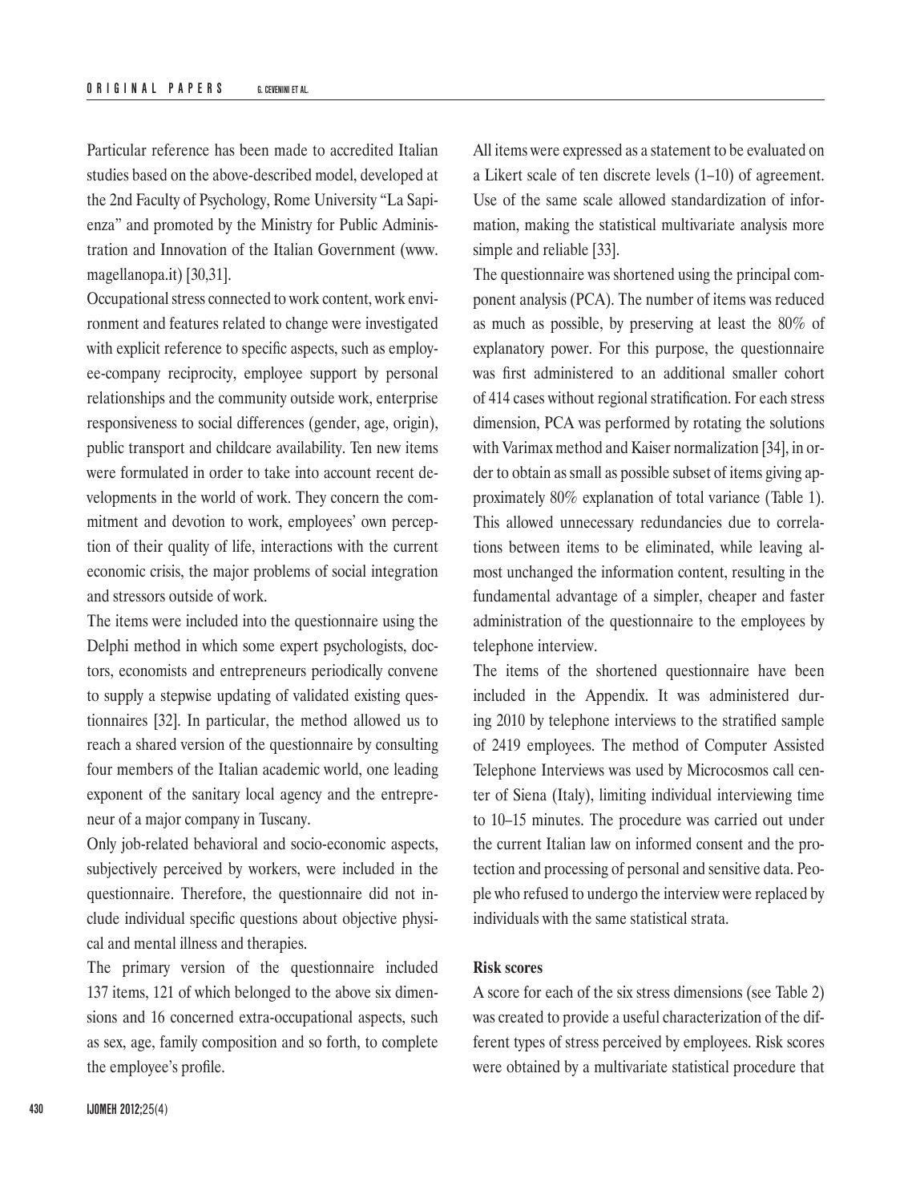Particular reference has been made to accredited Italian studies based on the above-described model, developed at the 2nd Faculty of Psychology, Rome University "La Sapienza" and promoted by the Ministry for Public Administration and Innovation of the Italian Government (www.magellanopa.it) [30,31].

Occupational stress connected to work content, work environment and features related to change were investigated with explicit reference to specific aspects, such as employee-company reciprocity, employee support by personal relationships and the community outside work, enterprise responsiveness to social differences (gender, age, origin), public transport and childcare availability. Ten new items were formulated in order to take into account recent developments in the world of work. They concern the commitment and devotion to work, employees' own perception of their quality of life, interactions with the current economic crisis, the major problems of social integration and stressors outside of work.

The items were included into the questionnaire using the Delphi method in which some expert psychologists, doctors, economists and entrepreneurs periodically convene to supply a stepwise updating of validated existing questionnaires [32]. In particular, the method allowed us to reach a shared version of the questionnaire by consulting four members of the Italian academic world, one leading exponent of the sanitary local agency and the entrepreneur of a major company in Tuscany.

Only job-related behavioral and socio-economic aspects, subjectively perceived by workers, were included in the questionnaire. Therefore, the questionnaire did not include individual specific questions about objective physical and mental illness and therapies.

The primary version of the questionnaire included 137 items, 121 of which belonged to the above six dimensions and 16 concerned extra-occupational aspects, such as sex, age, family composition and so forth, to complete the employee's profile.

All items were expressed as a statement to be evaluated on a Likert scale of ten discrete levels (1–10) of agreement. Use of the same scale allowed standardization of information, making the statistical multivariate analysis more simple and reliable [33].

The questionnaire was shortened using the principal component analysis (PCA). The number of items was reduced as much as possible, by preserving at least the 80% of explanatory power. For this purpose, the questionnaire was first administered to an additional smaller cohort of 414 cases without regional stratification. For each stress dimension, PCA was performed by rotating the solutions with Varimax method and Kaiser normalization [34], in order to obtain as small as possible subset of items giving approximately 80% explanation of total variance (Table 1). This allowed unnecessary redundancies due to correlations between items to be eliminated, while leaving almost unchanged the information content, resulting in the fundamental advantage of a simpler, cheaper and faster administration of the questionnaire to the employees by telephone interview.

The items of the shortened questionnaire have been included in the Appendix. It was administered during 2010 by telephone interviews to the stratified sample of 2419 employees. The method of Computer Assisted Telephone Interviews was used by Microcosmos call center of Siena (Italy), limiting individual interviewing time to 10–15 minutes. The procedure was carried out under the current Italian law on informed consent and the protection and processing of personal and sensitive data. People who refused to undergo the interview were replaced by individuals with the same statistical strata.

**Risk scores**

A score for each of the six stress dimensions (see Table 2) was created to provide a useful characterization of the different types of stress perceived by employees. Risk scores were obtained by a multivariate statistical procedure that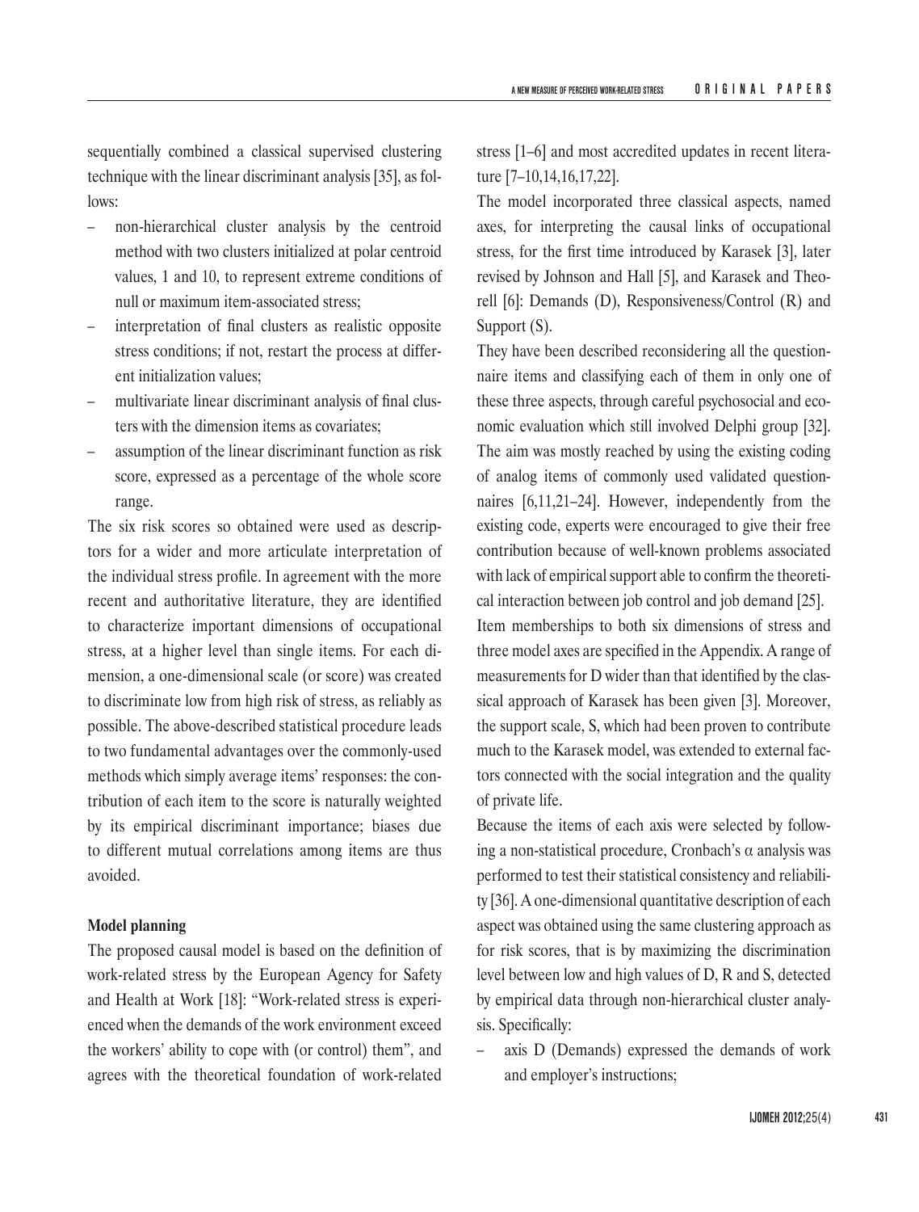sequentially combined a classical supervised clustering technique with the linear discriminant analysis [35], as follows:

- non-hierarchical cluster analysis by the centroid method with two clusters initialized at polar centroid values, 1 and 10, to represent extreme conditions of null or maximum item-associated stress;
- interpretation of final clusters as realistic opposite stress conditions; if not, restart the process at different initialization values;
- multivariate linear discriminant analysis of final clusters with the dimension items as covariates;
- assumption of the linear discriminant function as risk score, expressed as a percentage of the whole score range.

The six risk scores so obtained were used as descriptors for a wider and more articulate interpretation of the individual stress profile. In agreement with the more recent and authoritative literature, they are identified to characterize important dimensions of occupational stress, at a higher level than single items. For each dimension, a one-dimensional scale (or score) was created to discriminate low from high risk of stress, as reliably as possible. The above-described statistical procedure leads to two fundamental advantages over the commonly-used methods which simply average items' responses: the contribution of each item to the score is naturally weighted by its empirical discriminant importance; biases due to different mutual correlations among items are thus avoided.

**Model planning**

The proposed causal model is based on the definition of work-related stress by the European Agency for Safety and Health at Work [18]: "Work-related stress is experienced when the demands of the work environment exceed the workers' ability to cope with (or control) them", and agrees with the theoretical foundation of work-related stress [1–6] and most accredited updates in recent literature [7–10,14,16,17,22].

The model incorporated three classical aspects, named axes, for interpreting the causal links of occupational stress, for the first time introduced by Karasek [3], later revised by Johnson and Hall [5], and Karasek and Theorell [6]: Demands (D), Responsiveness/Control (R) and Support (S).

They have been described reconsidering all the questionnaire items and classifying each of them in only one of these three aspects, through careful psychosocial and economic evaluation which still involved Delphi group [32]. The aim was mostly reached by using the existing coding of analog items of commonly used validated questionnaires [6,11,21–24]. However, independently from the existing code, experts were encouraged to give their free contribution because of well-known problems associated with lack of empirical support able to confirm the theoretical interaction between job control and job demand [25].

Item memberships to both six dimensions of stress and three model axes are specified in the Appendix. A range of measurements for D wider than that identified by the classical approach of Karasek has been given [3]. Moreover, the support scale, S, which had been proven to contribute much to the Karasek model, was extended to external factors connected with the social integration and the quality of private life.

Because the items of each axis were selected by following a non-statistical procedure, Cronbach's $\alpha$ analysis was performed to test their statistical consistency and reliability [36]. A one-dimensional quantitative description of each aspect was obtained using the same clustering approach as for risk scores, that is by maximizing the discrimination level between low and high values of D, R and S, detected by empirical data through non-hierarchical cluster analysis. Specifically:

- axis D (Demands) expressed the demands of work and employer's instructions;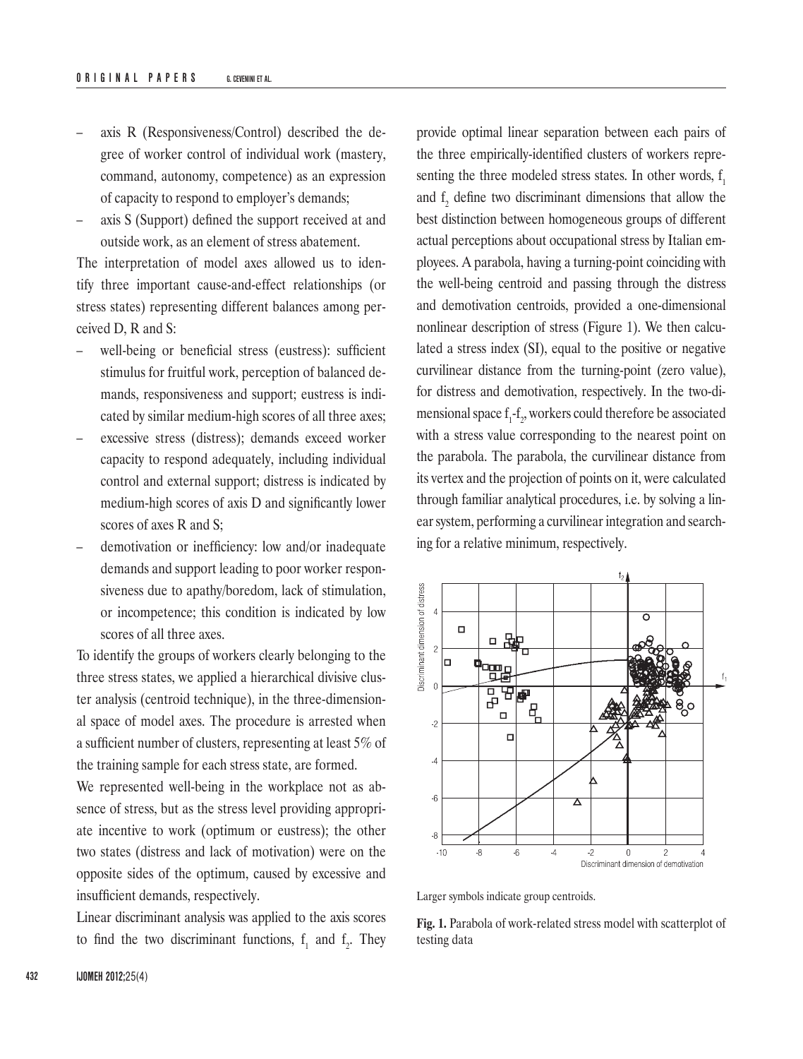- axis R (Responsiveness/Control) described the degree of worker control of individual work (mastery, command, autonomy, competence) as an expression of capacity to respond to employer's demands;
- axis S (Support) defined the support received at and outside work, as an element of stress abatement.

The interpretation of model axes allowed us to identify three important cause-and-effect relationships (or stress states) representing different balances among perceived D, R and S:

- well-being or beneficial stress (eustress): sufficient stimulus for fruitful work, perception of balanced demands, responsiveness and support; eustress is indicated by similar medium-high scores of all three axes;
- excessive stress (distress); demands exceed worker capacity to respond adequately, including individual control and external support; distress is indicated by medium-high scores of axis D and significantly lower scores of axes R and S;
- demotivation or inefficiency: low and/or inadequate demands and support leading to poor worker responsiveness due to apathy/boredom, lack of stimulation, or incompetence; this condition is indicated by low scores of all three axes.

To identify the groups of workers clearly belonging to the three stress states, we applied a hierarchical divisive cluster analysis (centroid technique), in the three-dimensional space of model axes. The procedure is arrested when a sufficient number of clusters, representing at least 5% of the training sample for each stress state, are formed.

We represented well-being in the workplace not as absence of stress, but as the stress level providing appropriate incentive to work (optimum or eustress); the other two states (distress and lack of motivation) were on the opposite sides of the optimum, caused by excessive and insufficient demands, respectively.

Linear discriminant analysis was applied to the axis scores to find the two discriminant functions, $f_1$ and $f_2$. They provide optimal linear separation between each pairs of the three empirically-identified clusters of workers representing the three modeled stress states. In other words, $f_1$ and $f_2$ define two discriminant dimensions that allow the best distinction between homogeneous groups of different actual perceptions about occupational stress by Italian employees. A parabola, having a turning-point coinciding with the well-being centroid and passing through the distress and demotivation centroids, provided a one-dimensional nonlinear description of stress (Figure 1). We then calculated a stress index (SI), equal to the positive or negative curvilinear distance from the turning-point (zero value), for distress and demotivation, respectively. In the two-dimensional space $f_1$-$f_2$, workers could therefore be associated with a stress value corresponding to the nearest point on the parabola. The parabola, the curvilinear distance from its vertex and the projection of points on it, were calculated through familiar analytical procedures, i.e. by solving a linear system, performing a curvilinear integration and searching for a relative minimum, respectively.

$f_2$
$f_1$
Discriminant dimension of distress
Discriminant dimension of demotivation
4
2
0
-2
-4
-6
-8
-10
-8
-6
-4
-2
0
2
4

Larger symbols indicate group centroids.

**Fig. 1.** Parabola of work-related stress model with scatterplot of testing data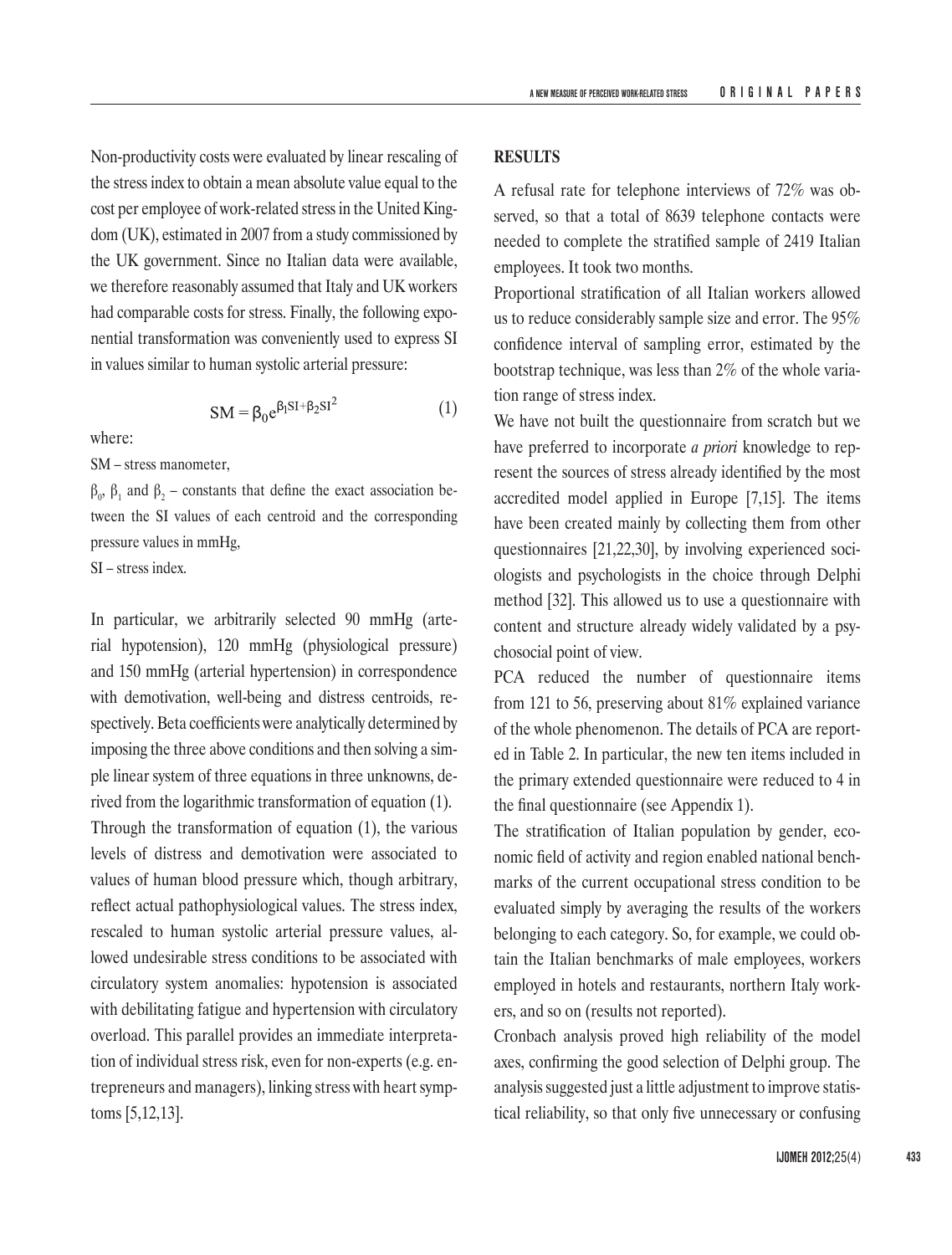Non-productivity costs were evaluated by linear rescaling of the stress index to obtain a mean absolute value equal to the cost per employee of work-related stress in the United Kingdom (UK), estimated in 2007 from a study commissioned by the UK government. Since no Italian data were available, we therefore reasonably assumed that Italy and UK workers had comparable costs for stress. Finally, the following exponential transformation was conveniently used to express SI in values similar to human systolic arterial pressure:

$$SM = \beta_0 e^{\beta_1 SI + \beta_2 SI^2} \quad (1)$$

where:

SM – stress manometer,

$\beta_0$, $\beta_1$ and $\beta_2$ – constants that define the exact association between the SI values of each centroid and the corresponding pressure values in mmHg,

SI – stress index.

In particular, we arbitrarily selected 90 mmHg (arterial hypotension), 120 mmHg (physiological pressure) and 150 mmHg (arterial hypertension) in correspondence with demotivation, well-being and distress centroids, respectively. Beta coefficients were analytically determined by imposing the three above conditions and then solving a simple linear system of three equations in three unknowns, derived from the logarithmic transformation of equation (1).

Through the transformation of equation (1), the various levels of distress and demotivation were associated to values of human blood pressure which, though arbitrary, reflect actual pathophysiological values. The stress index, rescaled to human systolic arterial pressure values, allowed undesirable stress conditions to be associated with circulatory system anomalies: hypotension is associated with debilitating fatigue and hypertension with circulatory overload. This parallel provides an immediate interpretation of individual stress risk, even for non-experts (e.g. entrepreneurs and managers), linking stress with heart symptoms [5,12,13].

## RESULTS

A refusal rate for telephone interviews of 72% was observed, so that a total of 8639 telephone contacts were needed to complete the stratified sample of 2419 Italian employees. It took two months.

Proportional stratification of all Italian workers allowed us to reduce considerably sample size and error. The 95% confidence interval of sampling error, estimated by the bootstrap technique, was less than 2% of the whole variation range of stress index.

We have not built the questionnaire from scratch but we have preferred to incorporate *a priori* knowledge to represent the sources of stress already identified by the most accredited model applied in Europe [7,15]. The items have been created mainly by collecting them from other questionnaires [21,22,30], by involving experienced sociologists and psychologists in the choice through Delphi method [32]. This allowed us to use a questionnaire with content and structure already widely validated by a psychosocial point of view.

PCA reduced the number of questionnaire items from 121 to 56, preserving about 81% explained variance of the whole phenomenon. The details of PCA are reported in Table 2. In particular, the new ten items included in the primary extended questionnaire were reduced to 4 in the final questionnaire (see Appendix 1).

The stratification of Italian population by gender, economic field of activity and region enabled national benchmarks of the current occupational stress condition to be evaluated simply by averaging the results of the workers belonging to each category. So, for example, we could obtain the Italian benchmarks of male employees, workers employed in hotels and restaurants, northern Italy workers, and so on (results not reported).

Cronbach analysis proved high reliability of the model axes, confirming the good selection of Delphi group. The analysis suggested just a little adjustment to improve statistical reliability, so that only five unnecessary or confusing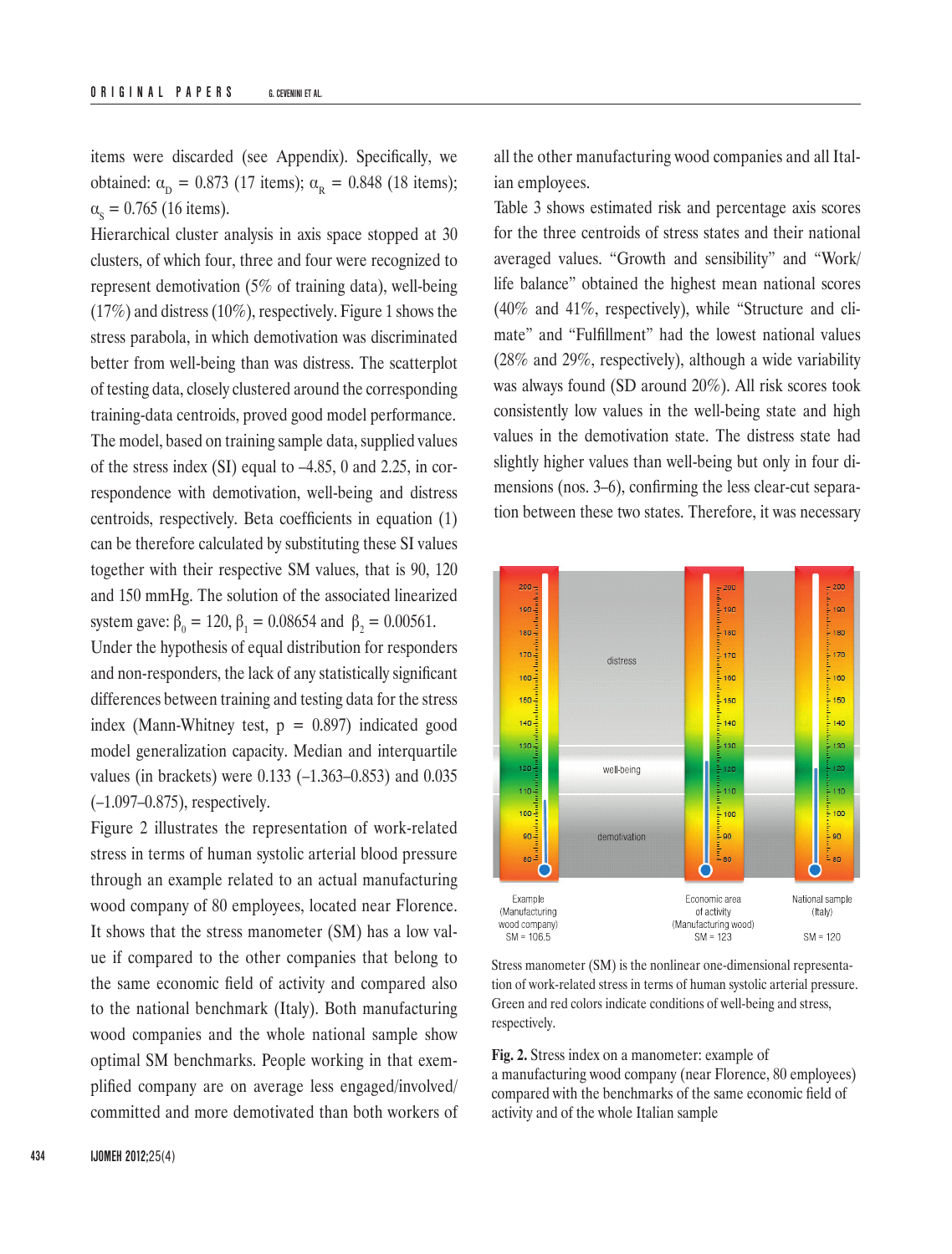items were discarded (see Appendix). Specifically, we obtained: $\alpha_D$ = 0.873 (17 items); $\alpha_R$ = 0.848 (18 items); $\alpha_S$ = 0.765 (16 items).

Hierarchical cluster analysis in axis space stopped at 30 clusters, of which four, three and four were recognized to represent demotivation (5% of training data), well-being (17%) and distress (10%), respectively. Figure 1 shows the stress parabola, in which demotivation was discriminated better from well-being than was distress. The scatterplot of testing data, closely clustered around the corresponding training-data centroids, proved good model performance.

The model, based on training sample data, supplied values of the stress index (SI) equal to –4.85, 0 and 2.25, in correspondence with demotivation, well-being and distress centroids, respectively. Beta coefficients in equation (1) can be therefore calculated by substituting these SI values together with their respective SM values, that is 90, 120 and 150 mmHg. The solution of the associated linearized system gave: $\beta_0$ = 120, $\beta_1$ = 0.08654 and $\beta_2$ = 0.00561.

Under the hypothesis of equal distribution for responders and non-responders, the lack of any statistically significant differences between training and testing data for the stress index (Mann-Whitney test, p = 0.897) indicated good model generalization capacity. Median and interquartile values (in brackets) were 0.133 (–1.363–0.853) and 0.035 (–1.097–0.875), respectively.

Figure 2 illustrates the representation of work-related stress in terms of human systolic arterial blood pressure through an example related to an actual manufacturing wood company of 80 employees, located near Florence. It shows that the stress manometer (SM) has a low value if compared to the other companies that belong to the same economic field of activity and compared also to the national benchmark (Italy). Both manufacturing wood companies and the whole national sample show optimal SM benchmarks. People working in that exemplified company are on average less engaged/involved/committed and more demotivated than both workers of all the other manufacturing wood companies and all Italian employees.

Table 3 shows estimated risk and percentage axis scores for the three centroids of stress states and their national averaged values. "Growth and sensibility" and "Work/life balance" obtained the highest mean national scores (40% and 41%, respectively), while "Structure and climate" and "Fulfillment" had the lowest national values (28% and 29%, respectively), although a wide variability was always found (SD around 20%). All risk scores took consistently low values in the well-being state and high values in the demotivation state. The distress state had slightly higher values than well-being but only in four dimensions (nos. 3–6), confirming the less clear-cut separation between these two states. Therefore, it was necessary

Stress manometer (SM) is the nonlinear one-dimensional representation of work-related stress in terms of human systolic arterial pressure. Green and red colors indicate conditions of well-being and stress, respectively.

**Fig. 2.** Stress index on a manometer: example of a manufacturing wood company (near Florence, 80 employees) compared with the benchmarks of the same economic field of activity and of the whole Italian sample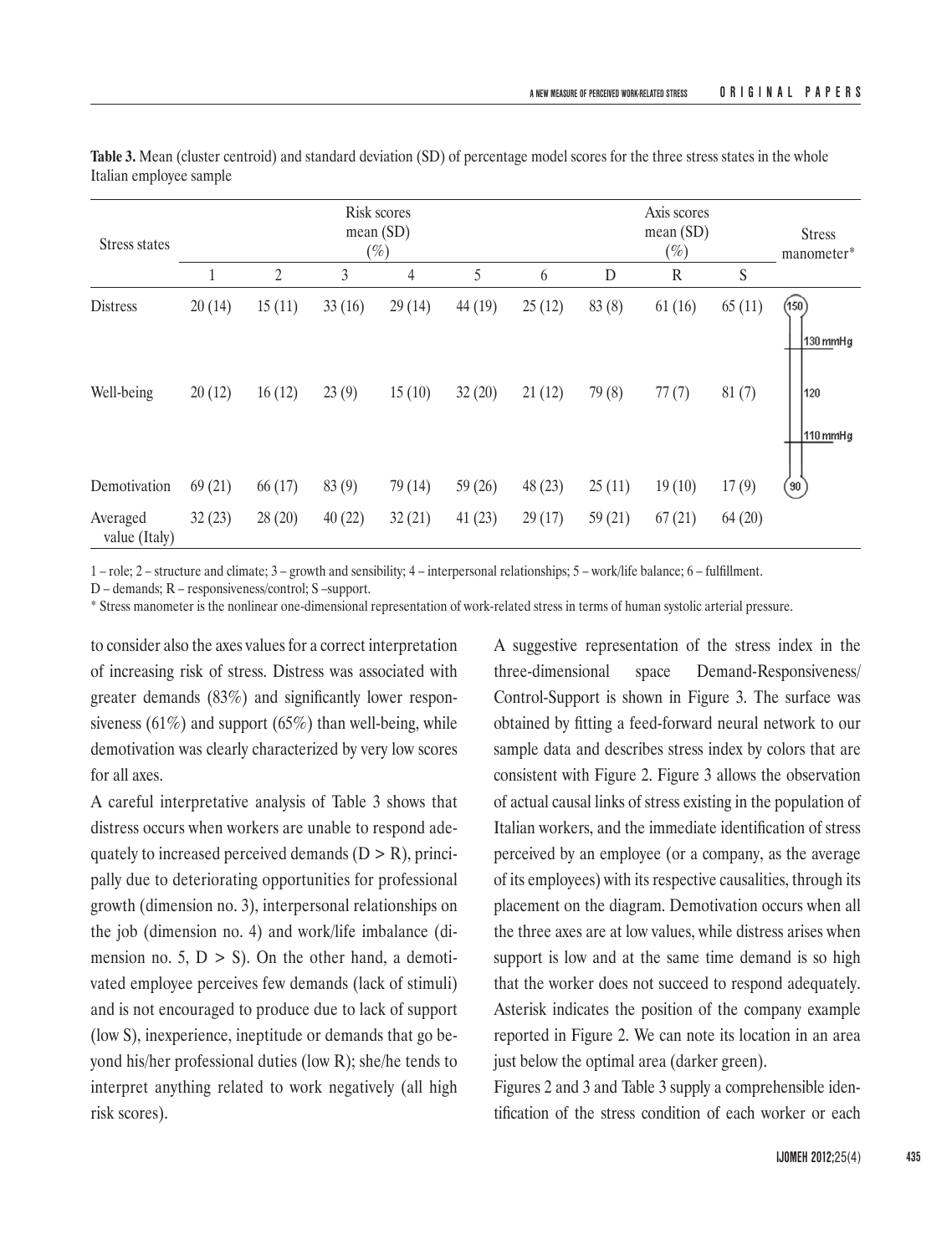**Table 3.** Mean (cluster centroid) and standard deviation (SD) of percentage model scores for the three stress states in the whole Italian employee sample

| Stress states | Risk scores mean (SD) (%) | | | | | | Axis scores mean (SD) (%) | | | Stress manometer* |
|---|---|---|---|---|---|---|---|---|---|---|
| | 1 | 2 | 3 | 4 | 5 | 6 | D | R | S | |
| Distress | 20 (14) | 15 (11) | 33 (16) | 29 (14) | 44 (19) | 25 (12) | 83 (8) | 61 (16) | 65 (11) | 150 / 130 mmHg |
| Well-being | 20 (12) | 16 (12) | 23 (9) | 15 (10) | 32 (20) | 21 (12) | 79 (8) | 77 (7) | 81 (7) | 120 / 110 mmHg |
| Demotivation | 69 (21) | 66 (17) | 83 (9) | 79 (14) | 59 (26) | 48 (23) | 25 (11) | 19 (10) | 17 (9) | 90 |
| Averaged value (Italy) | 32 (23) | 28 (20) | 40 (22) | 32 (21) | 41 (23) | 29 (17) | 59 (21) | 67 (21) | 64 (20) | |

1 – role; 2 – structure and climate; 3 – growth and sensibility; 4 – interpersonal relationships; 5 – work/life balance; 6 – fulfillment.

D – demands; R – responsiveness/control; S –support.

\* Stress manometer is the nonlinear one-dimensional representation of work-related stress in terms of human systolic arterial pressure.

to consider also the axes values for a correct interpretation of increasing risk of stress. Distress was associated with greater demands (83%) and significantly lower responsiveness (61%) and support (65%) than well-being, while demotivation was clearly characterized by very low scores for all axes.

A careful interpretative analysis of Table 3 shows that distress occurs when workers are unable to respond adequately to increased perceived demands (D > R), principally due to deteriorating opportunities for professional growth (dimension no. 3), interpersonal relationships on the job (dimension no. 4) and work/life imbalance (dimension no. 5, D > S). On the other hand, a demotivated employee perceives few demands (lack of stimuli) and is not encouraged to produce due to lack of support (low S), inexperience, ineptitude or demands that go beyond his/her professional duties (low R); she/he tends to interpret anything related to work negatively (all high risk scores).

A suggestive representation of the stress index in the three-dimensional space Demand-Responsiveness/Control-Support is shown in Figure 3. The surface was obtained by fitting a feed-forward neural network to our sample data and describes stress index by colors that are consistent with Figure 2. Figure 3 allows the observation of actual causal links of stress existing in the population of Italian workers, and the immediate identification of stress perceived by an employee (or a company, as the average of its employees) with its respective causalities, through its placement on the diagram. Demotivation occurs when all the three axes are at low values, while distress arises when support is low and at the same time demand is so high that the worker does not succeed to respond adequately. Asterisk indicates the position of the company example reported in Figure 2. We can note its location in an area just below the optimal area (darker green).

Figures 2 and 3 and Table 3 supply a comprehensible identification of the stress condition of each worker or each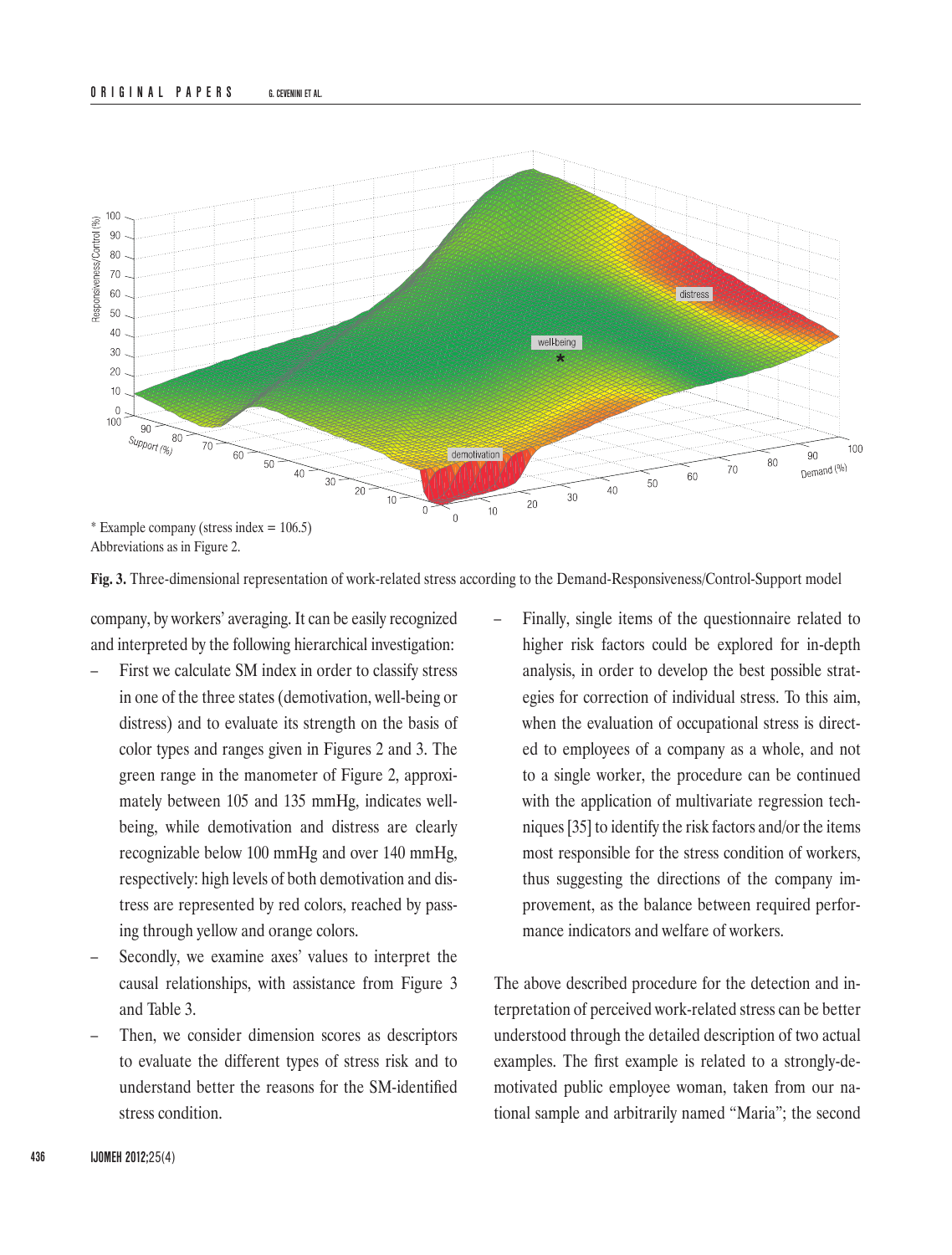\* Example company (stress index = 106.5)
Abbreviations as in Figure 2.

**Fig. 3.** Three-dimensional representation of work-related stress according to the Demand-Responsiveness/Control-Support model

company, by workers' averaging. It can be easily recognized and interpreted by the following hierarchical investigation:

– First we calculate SM index in order to classify stress in one of the three states (demotivation, well-being or distress) and to evaluate its strength on the basis of color types and ranges given in Figures 2 and 3. The green range in the manometer of Figure 2, approximately between 105 and 135 mmHg, indicates well-being, while demotivation and distress are clearly recognizable below 100 mmHg and over 140 mmHg, respectively: high levels of both demotivation and distress are represented by red colors, reached by passing through yellow and orange colors.
– Secondly, we examine axes' values to interpret the causal relationships, with assistance from Figure 3 and Table 3.
– Then, we consider dimension scores as descriptors to evaluate the different types of stress risk and to understand better the reasons for the SM-identified stress condition.
– Finally, single items of the questionnaire related to higher risk factors could be explored for in-depth analysis, in order to develop the best possible strategies for correction of individual stress. To this aim, when the evaluation of occupational stress is directed to employees of a company as a whole, and not to a single worker, the procedure can be continued with the application of multivariate regression techniques [35] to identify the risk factors and/or the items most responsible for the stress condition of workers, thus suggesting the directions of the company improvement, as the balance between required performance indicators and welfare of workers.

The above described procedure for the detection and interpretation of perceived work-related stress can be better understood through the detailed description of two actual examples. The first example is related to a strongly-demotivated public employee woman, taken from our national sample and arbitrarily named "Maria"; the second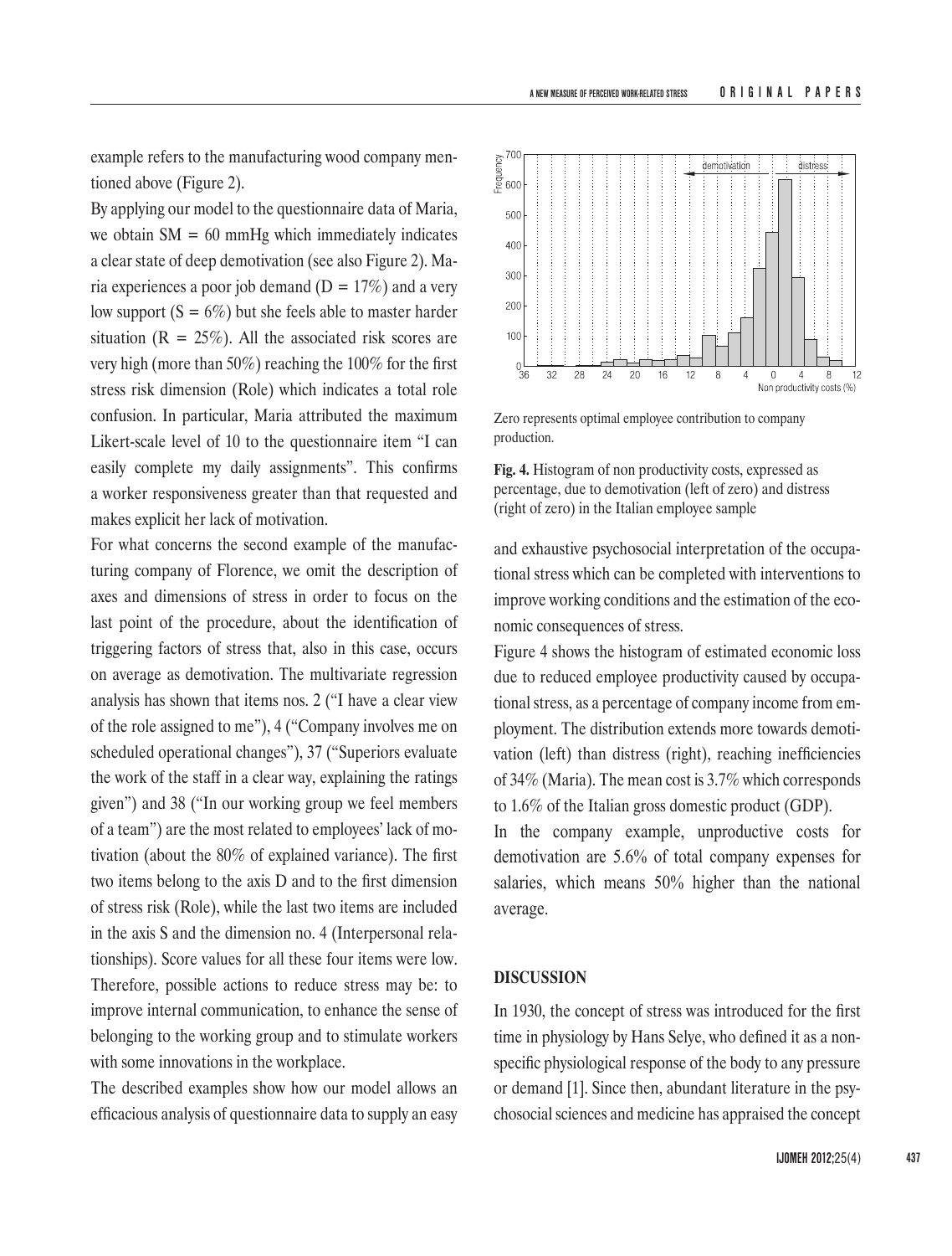example refers to the manufacturing wood company mentioned above (Figure 2).

By applying our model to the questionnaire data of Maria, we obtain SM = 60 mmHg which immediately indicates a clear state of deep demotivation (see also Figure 2). Maria experiences a poor job demand (D = 17%) and a very low support (S = 6%) but she feels able to master harder situation (R = 25%). All the associated risk scores are very high (more than 50%) reaching the 100% for the first stress risk dimension (Role) which indicates a total role confusion. In particular, Maria attributed the maximum Likert-scale level of 10 to the questionnaire item "I can easily complete my daily assignments". This confirms a worker responsiveness greater than that requested and makes explicit her lack of motivation.

For what concerns the second example of the manufacturing company of Florence, we omit the description of axes and dimensions of stress in order to focus on the last point of the procedure, about the identification of triggering factors of stress that, also in this case, occurs on average as demotivation. The multivariate regression analysis has shown that items nos. 2 ("I have a clear view of the role assigned to me"), 4 ("Company involves me on scheduled operational changes"), 37 ("Superiors evaluate the work of the staff in a clear way, explaining the ratings given") and 38 ("In our working group we feel members of a team") are the most related to employees' lack of motivation (about the 80% of explained variance). The first two items belong to the axis D and to the first dimension of stress risk (Role), while the last two items are included in the axis S and the dimension no. 4 (Interpersonal relationships). Score values for all these four items were low. Therefore, possible actions to reduce stress may be: to improve internal communication, to enhance the sense of belonging to the working group and to stimulate workers with some innovations in the workplace.

The described examples show how our model allows an efficacious analysis of questionnaire data to supply an easy and exhaustive psychosocial interpretation of the occupational stress which can be completed with interventions to improve working conditions and the estimation of the economic consequences of stress.

Zero represents optimal employee contribution to company production.

**Fig. 4.** Histogram of non productivity costs, expressed as percentage, due to demotivation (left of zero) and distress (right of zero) in the Italian employee sample

Figure 4 shows the histogram of estimated economic loss due to reduced employee productivity caused by occupational stress, as a percentage of company income from employment. The distribution extends more towards demotivation (left) than distress (right), reaching inefficiencies of 34% (Maria). The mean cost is 3.7% which corresponds to 1.6% of the Italian gross domestic product (GDP).

In the company example, unproductive costs for demotivation are 5.6% of total company expenses for salaries, which means 50% higher than the national average.

## DISCUSSION

In 1930, the concept of stress was introduced for the first time in physiology by Hans Selye, who defined it as a non-specific physiological response of the body to any pressure or demand [1]. Since then, abundant literature in the psychosocial sciences and medicine has appraised the concept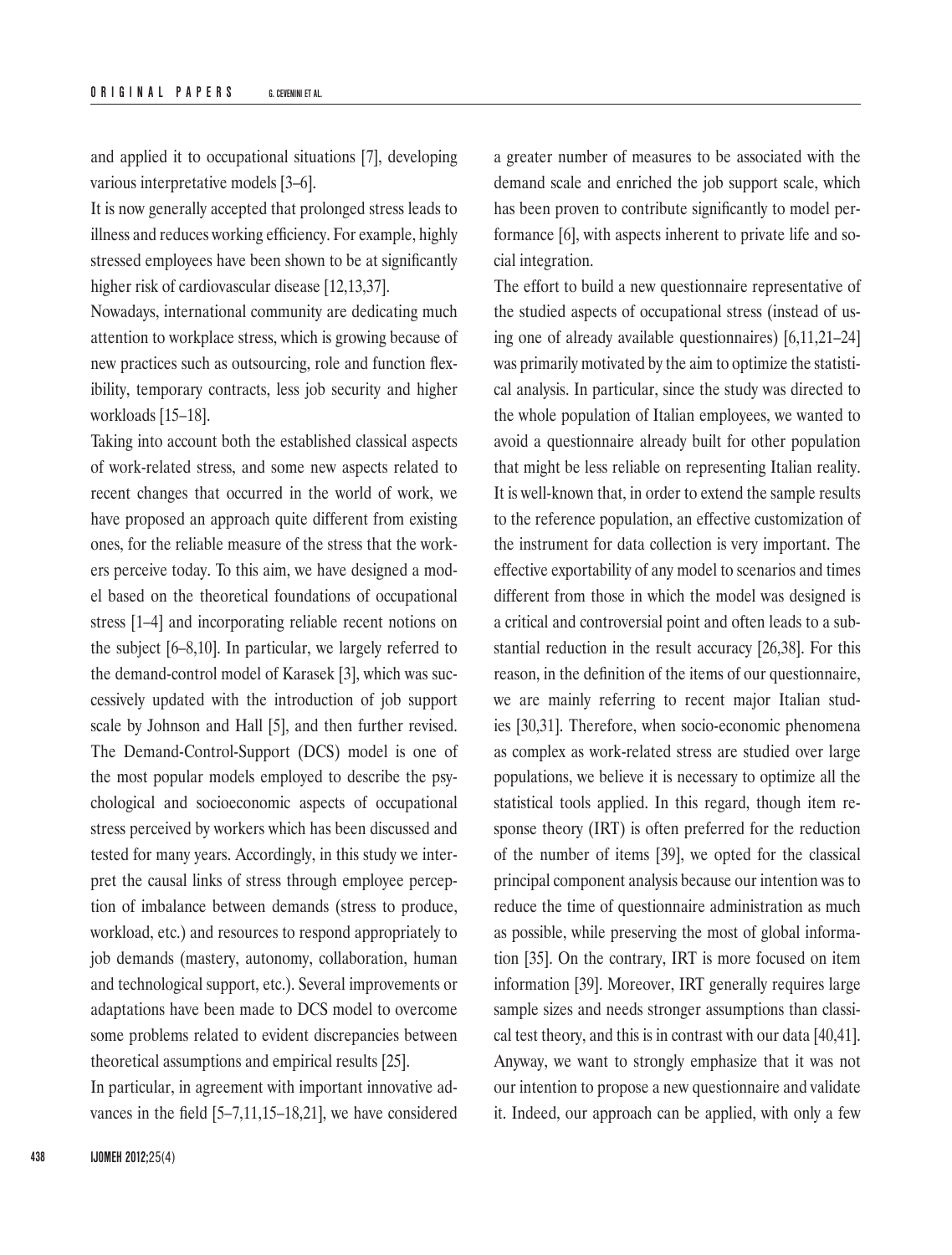and applied it to occupational situations [7], developing various interpretative models [3–6].

It is now generally accepted that prolonged stress leads to illness and reduces working efficiency. For example, highly stressed employees have been shown to be at significantly higher risk of cardiovascular disease [12,13,37].

Nowadays, international community are dedicating much attention to workplace stress, which is growing because of new practices such as outsourcing, role and function flexibility, temporary contracts, less job security and higher workloads [15–18].

Taking into account both the established classical aspects of work-related stress, and some new aspects related to recent changes that occurred in the world of work, we have proposed an approach quite different from existing ones, for the reliable measure of the stress that the workers perceive today. To this aim, we have designed a model based on the theoretical foundations of occupational stress [1–4] and incorporating reliable recent notions on the subject [6–8,10]. In particular, we largely referred to the demand-control model of Karasek [3], which was successively updated with the introduction of job support scale by Johnson and Hall [5], and then further revised. The Demand-Control-Support (DCS) model is one of the most popular models employed to describe the psychological and socioeconomic aspects of occupational stress perceived by workers which has been discussed and tested for many years. Accordingly, in this study we interpret the causal links of stress through employee perception of imbalance between demands (stress to produce, workload, etc.) and resources to respond appropriately to job demands (mastery, autonomy, collaboration, human and technological support, etc.). Several improvements or adaptations have been made to DCS model to overcome some problems related to evident discrepancies between theoretical assumptions and empirical results [25].

In particular, in agreement with important innovative advances in the field [5–7,11,15–18,21], we have considered a greater number of measures to be associated with the demand scale and enriched the job support scale, which has been proven to contribute significantly to model performance [6], with aspects inherent to private life and social integration.

The effort to build a new questionnaire representative of the studied aspects of occupational stress (instead of using one of already available questionnaires) [6,11,21–24] was primarily motivated by the aim to optimize the statistical analysis. In particular, since the study was directed to the whole population of Italian employees, we wanted to avoid a questionnaire already built for other population that might be less reliable on representing Italian reality. It is well-known that, in order to extend the sample results to the reference population, an effective customization of the instrument for data collection is very important. The effective exportability of any model to scenarios and times different from those in which the model was designed is a critical and controversial point and often leads to a substantial reduction in the result accuracy [26,38]. For this reason, in the definition of the items of our questionnaire, we are mainly referring to recent major Italian studies [30,31]. Therefore, when socio-economic phenomena as complex as work-related stress are studied over large populations, we believe it is necessary to optimize all the statistical tools applied. In this regard, though item response theory (IRT) is often preferred for the reduction of the number of items [39], we opted for the classical principal component analysis because our intention was to reduce the time of questionnaire administration as much as possible, while preserving the most of global information [35]. On the contrary, IRT is more focused on item information [39]. Moreover, IRT generally requires large sample sizes and needs stronger assumptions than classical test theory, and this is in contrast with our data [40,41]. Anyway, we want to strongly emphasize that it was not our intention to propose a new questionnaire and validate it. Indeed, our approach can be applied, with only a few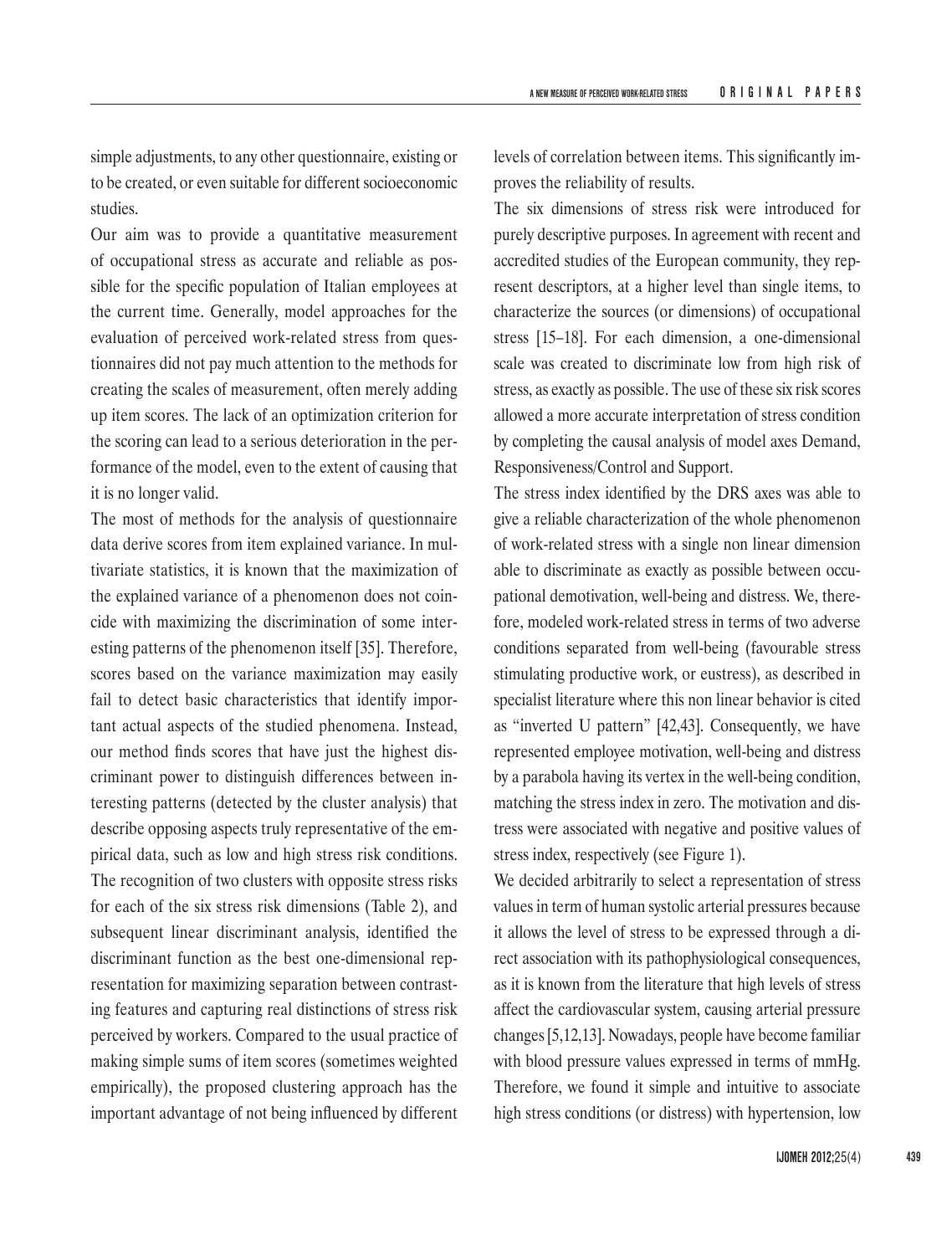simple adjustments, to any other questionnaire, existing or to be created, or even suitable for different socioeconomic studies.

Our aim was to provide a quantitative measurement of occupational stress as accurate and reliable as possible for the specific population of Italian employees at the current time. Generally, model approaches for the evaluation of perceived work-related stress from questionnaires did not pay much attention to the methods for creating the scales of measurement, often merely adding up item scores. The lack of an optimization criterion for the scoring can lead to a serious deterioration in the performance of the model, even to the extent of causing that it is no longer valid.

The most of methods for the analysis of questionnaire data derive scores from item explained variance. In multivariate statistics, it is known that the maximization of the explained variance of a phenomenon does not coincide with maximizing the discrimination of some interesting patterns of the phenomenon itself [35]. Therefore, scores based on the variance maximization may easily fail to detect basic characteristics that identify important actual aspects of the studied phenomena. Instead, our method finds scores that have just the highest discriminant power to distinguish differences between interesting patterns (detected by the cluster analysis) that describe opposing aspects truly representative of the empirical data, such as low and high stress risk conditions. The recognition of two clusters with opposite stress risks for each of the six stress risk dimensions (Table 2), and subsequent linear discriminant analysis, identified the discriminant function as the best one-dimensional representation for maximizing separation between contrasting features and capturing real distinctions of stress risk perceived by workers. Compared to the usual practice of making simple sums of item scores (sometimes weighted empirically), the proposed clustering approach has the important advantage of not being influenced by different levels of correlation between items. This significantly improves the reliability of results.

The six dimensions of stress risk were introduced for purely descriptive purposes. In agreement with recent and accredited studies of the European community, they represent descriptors, at a higher level than single items, to characterize the sources (or dimensions) of occupational stress [15–18]. For each dimension, a one-dimensional scale was created to discriminate low from high risk of stress, as exactly as possible. The use of these six risk scores allowed a more accurate interpretation of stress condition by completing the causal analysis of model axes Demand, Responsiveness/Control and Support.

The stress index identified by the DRS axes was able to give a reliable characterization of the whole phenomenon of work-related stress with a single non linear dimension able to discriminate as exactly as possible between occupational demotivation, well-being and distress. We, therefore, modeled work-related stress in terms of two adverse conditions separated from well-being (favourable stress stimulating productive work, or eustress), as described in specialist literature where this non linear behavior is cited as "inverted U pattern" [42,43]. Consequently, we have represented employee motivation, well-being and distress by a parabola having its vertex in the well-being condition, matching the stress index in zero. The motivation and distress were associated with negative and positive values of stress index, respectively (see Figure 1).

We decided arbitrarily to select a representation of stress values in term of human systolic arterial pressures because it allows the level of stress to be expressed through a direct association with its pathophysiological consequences, as it is known from the literature that high levels of stress affect the cardiovascular system, causing arterial pressure changes [5,12,13]. Nowadays, people have become familiar with blood pressure values expressed in terms of mmHg. Therefore, we found it simple and intuitive to associate high stress conditions (or distress) with hypertension, low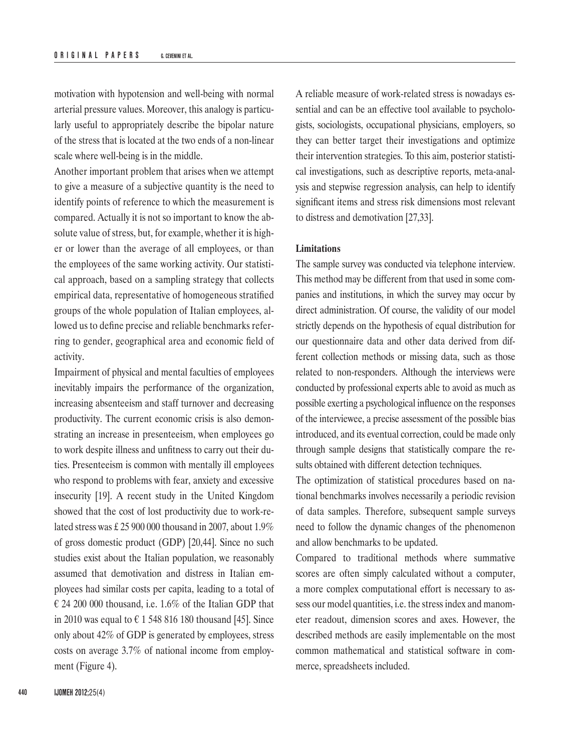motivation with hypotension and well-being with normal arterial pressure values. Moreover, this analogy is particularly useful to appropriately describe the bipolar nature of the stress that is located at the two ends of a non-linear scale where well-being is in the middle.

Another important problem that arises when we attempt to give a measure of a subjective quantity is the need to identify points of reference to which the measurement is compared. Actually it is not so important to know the absolute value of stress, but, for example, whether it is higher or lower than the average of all employees, or than the employees of the same working activity. Our statistical approach, based on a sampling strategy that collects empirical data, representative of homogeneous stratified groups of the whole population of Italian employees, allowed us to define precise and reliable benchmarks referring to gender, geographical area and economic field of activity.

Impairment of physical and mental faculties of employees inevitably impairs the performance of the organization, increasing absenteeism and staff turnover and decreasing productivity. The current economic crisis is also demonstrating an increase in presenteeism, when employees go to work despite illness and unfitness to carry out their duties. Presenteeism is common with mentally ill employees who respond to problems with fear, anxiety and excessive insecurity [19]. A recent study in the United Kingdom showed that the cost of lost productivity due to work-related stress was £ 25 900 000 thousand in 2007, about 1.9% of gross domestic product (GDP) [20,44]. Since no such studies exist about the Italian population, we reasonably assumed that demotivation and distress in Italian employees had similar costs per capita, leading to a total of € 24 200 000 thousand, i.e. 1.6% of the Italian GDP that in 2010 was equal to € 1 548 816 180 thousand [45]. Since only about 42% of GDP is generated by employees, stress costs on average 3.7% of national income from employment (Figure 4).

A reliable measure of work-related stress is nowadays essential and can be an effective tool available to psychologists, sociologists, occupational physicians, employers, so they can better target their investigations and optimize their intervention strategies. To this aim, posterior statistical investigations, such as descriptive reports, meta-analysis and stepwise regression analysis, can help to identify significant items and stress risk dimensions most relevant to distress and demotivation [27,33].

**Limitations**

The sample survey was conducted via telephone interview. This method may be different from that used in some companies and institutions, in which the survey may occur by direct administration. Of course, the validity of our model strictly depends on the hypothesis of equal distribution for our questionnaire data and other data derived from different collection methods or missing data, such as those related to non-responders. Although the interviews were conducted by professional experts able to avoid as much as possible exerting a psychological influence on the responses of the interviewee, a precise assessment of the possible bias introduced, and its eventual correction, could be made only through sample designs that statistically compare the results obtained with different detection techniques.

The optimization of statistical procedures based on national benchmarks involves necessarily a periodic revision of data samples. Therefore, subsequent sample surveys need to follow the dynamic changes of the phenomenon and allow benchmarks to be updated.

Compared to traditional methods where summative scores are often simply calculated without a computer, a more complex computational effort is necessary to assess our model quantities, i.e. the stress index and manometer readout, dimension scores and axes. However, the described methods are easily implementable on the most common mathematical and statistical software in commerce, spreadsheets included.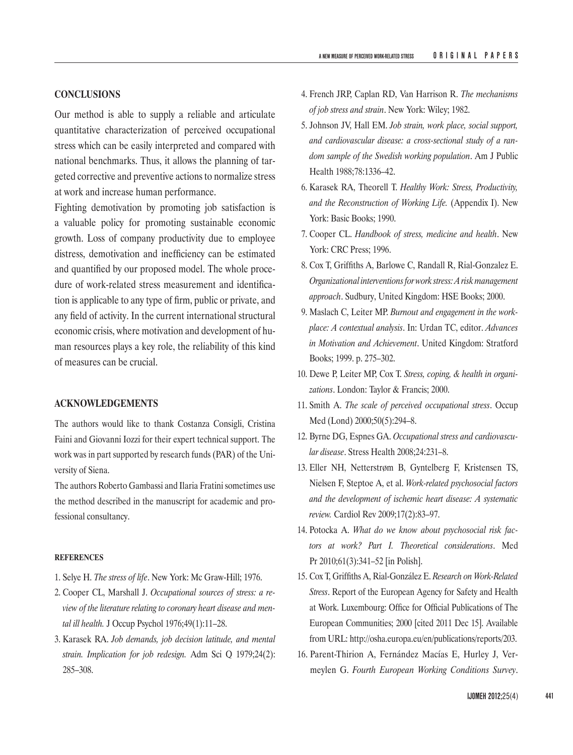## CONCLUSIONS

Our method is able to supply a reliable and articulate quantitative characterization of perceived occupational stress which can be easily interpreted and compared with national benchmarks. Thus, it allows the planning of targeted corrective and preventive actions to normalize stress at work and increase human performance.

Fighting demotivation by promoting job satisfaction is a valuable policy for promoting sustainable economic growth. Loss of company productivity due to employee distress, demotivation and inefficiency can be estimated and quantified by our proposed model. The whole procedure of work-related stress measurement and identification is applicable to any type of firm, public or private, and any field of activity. In the current international structural economic crisis, where motivation and development of human resources plays a key role, the reliability of this kind of measures can be crucial.

## ACKNOWLEDGEMENTS

The authors would like to thank Costanza Consigli, Cristina Faini and Giovanni Iozzi for their expert technical support. The work was in part supported by research funds (PAR) of the University of Siena.

The authors Roberto Gambassi and Ilaria Fratini sometimes use the method described in the manuscript for academic and professional consultancy.

### REFERENCES

1. Selye H. *The stress of life*. New York: Mc Graw-Hill; 1976.
2. Cooper CL, Marshall J. *Occupational sources of stress: a review of the literature relating to coronary heart disease and mental ill health.* J Occup Psychol 1976;49(1):11–28.
3. Karasek RA. *Job demands, job decision latitude, and mental strain. Implication for job redesign.* Adm Sci Q 1979;24(2): 285–308.
4. French JRP, Caplan RD, Van Harrison R. *The mechanisms of job stress and strain*. New York: Wiley; 1982.
5. Johnson JV, Hall EM. *Job strain, work place, social support, and cardiovascular disease: a cross-sectional study of a random sample of the Swedish working population*. Am J Public Health 1988;78:1336–42.
6. Karasek RA, Theorell T. *Healthy Work: Stress, Productivity, and the Reconstruction of Working Life.* (Appendix I). New York: Basic Books; 1990.
7. Cooper CL. *Handbook of stress, medicine and health*. New York: CRC Press; 1996.
8. Cox T, Griffiths A, Barlowe C, Randall R, Rial-Gonzalez E. *Organizational interventions for work stress: A risk management approach*. Sudbury, United Kingdom: HSE Books; 2000.
9. Maslach C, Leiter MP. *Burnout and engagement in the workplace: A contextual analysis*. In: Urdan TC, editor. *Advances in Motivation and Achievement*. United Kingdom: Stratford Books; 1999. p. 275–302.
10. Dewe P, Leiter MP, Cox T. *Stress, coping, & health in organizations*. London: Taylor & Francis; 2000.
11. Smith A. *The scale of perceived occupational stress*. Occup Med (Lond) 2000;50(5):294–8.
12. Byrne DG, Espnes GA. *Occupational stress and cardiovascular disease*. Stress Health 2008;24:231–8.
13. Eller NH, Netterstrøm B, Gyntelberg F, Kristensen TS, Nielsen F, Steptoe A, et al. *Work-related psychosocial factors and the development of ischemic heart disease: A systematic review.* Cardiol Rev 2009;17(2):83–97.
14. Potocka A. *What do we know about psychosocial risk factors at work? Part I. Theoretical considerations*. Med Pr 2010;61(3):341–52 [in Polish].
15. Cox T, Griffiths A, Rial-González E. *Research on Work-Related Stress*. Report of the European Agency for Safety and Health at Work. Luxembourg: Office for Official Publications of The European Communities; 2000 [cited 2011 Dec 15]. Available from URL: http://osha.europa.eu/en/publications/reports/203.
16. Parent-Thirion A, Fernández Macías E, Hurley J, Vermeylen G. *Fourth European Working Conditions Survey*.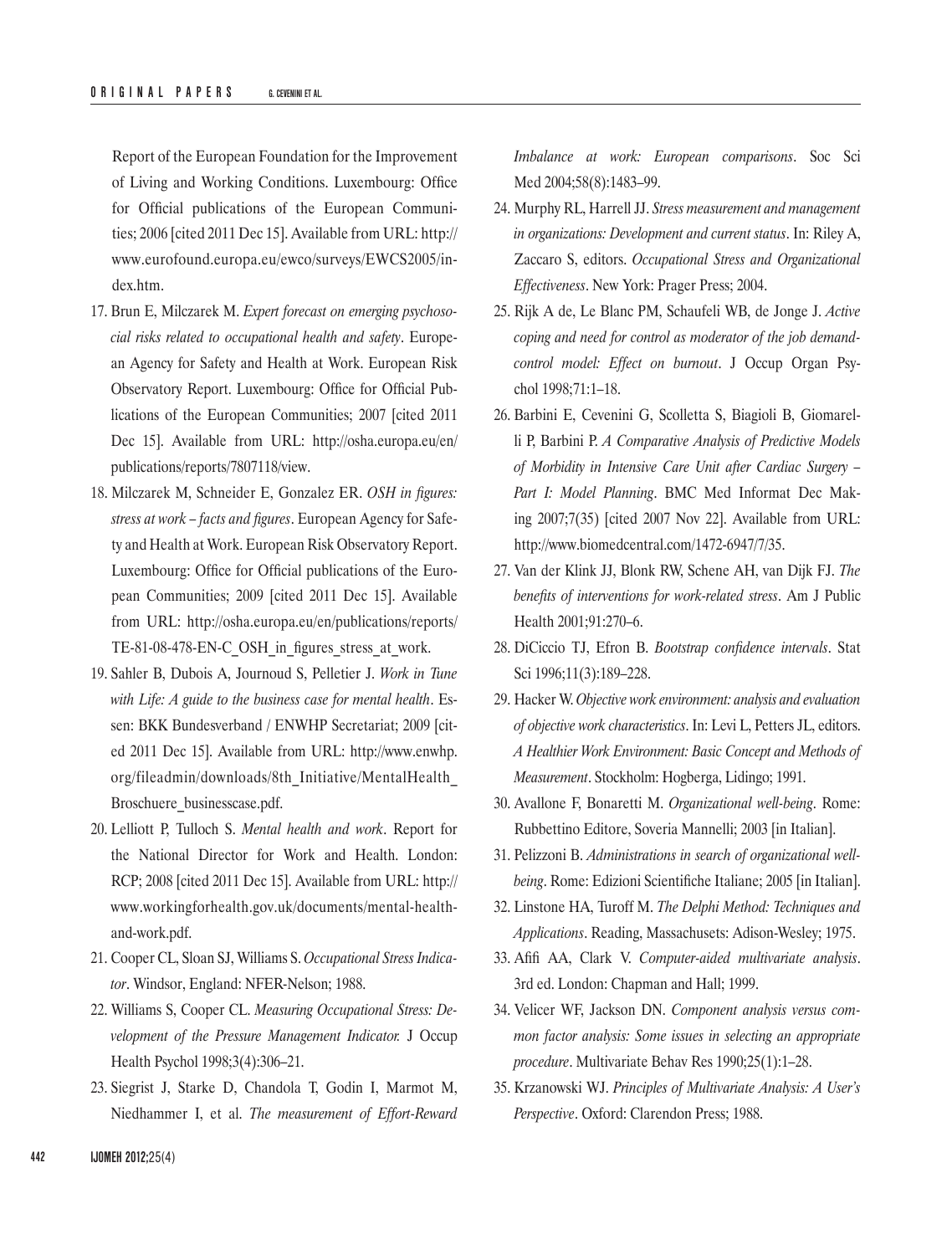Report of the European Foundation for the Improvement of Living and Working Conditions. Luxembourg: Office for Official publications of the European Communities; 2006 [cited 2011 Dec 15]. Available from URL: http://www.eurofound.europa.eu/ewco/surveys/EWCS2005/index.htm.

17. Brun E, Milczarek M. *Expert forecast on emerging psychosocial risks related to occupational health and safety*. European Agency for Safety and Health at Work. European Risk Observatory Report. Luxembourg: Office for Official Publications of the European Communities; 2007 [cited 2011 Dec 15]. Available from URL: http://osha.europa.eu/en/publications/reports/7807118/view.
18. Milczarek M, Schneider E, Gonzalez ER. *OSH in figures: stress at work – facts and figures*. European Agency for Safety and Health at Work. European Risk Observatory Report. Luxembourg: Office for Official publications of the European Communities; 2009 [cited 2011 Dec 15]. Available from URL: http://osha.europa.eu/en/publications/reports/TE-81-08-478-EN-C_OSH_in_figures_stress_at_work.
19. Sahler B, Dubois A, Journoud S, Pelletier J. *Work in Tune with Life: A guide to the business case for mental health*. Essen: BKK Bundesverband / ENWHP Secretariat; 2009 [cited 2011 Dec 15]. Available from URL: http://www.enwhp.org/fileadmin/downloads/8th_Initiative/MentalHealth_Broschuere_businesscase.pdf.
20. Lelliott P, Tulloch S. *Mental health and work*. Report for the National Director for Work and Health. London: RCP; 2008 [cited 2011 Dec 15]. Available from URL: http://www.workingforhealth.gov.uk/documents/mental-health-and-work.pdf.
21. Cooper CL, Sloan SJ, Williams S. *Occupational Stress Indicator*. Windsor, England: NFER-Nelson; 1988.
22. Williams S, Cooper CL. *Measuring Occupational Stress: Development of the Pressure Management Indicator.* J Occup Health Psychol 1998;3(4):306–21.
23. Siegrist J, Starke D, Chandola T, Godin I, Marmot M, Niedhammer I, et al. *The measurement of Effort-Reward Imbalance at work: European comparisons*. Soc Sci Med 2004;58(8):1483–99.
24. Murphy RL, Harrell JJ. *Stress measurement and management in organizations: Development and current status*. In: Riley A, Zaccaro S, editors. *Occupational Stress and Organizational Effectiveness*. New York: Prager Press; 2004.
25. Rijk A de, Le Blanc PM, Schaufeli WB, de Jonge J. *Active coping and need for control as moderator of the job demand-control model: Effect on burnout*. J Occup Organ Psychol 1998;71:1–18.
26. Barbini E, Cevenini G, Scolletta S, Biagioli B, Giomarelli P, Barbini P. *A Comparative Analysis of Predictive Models of Morbidity in Intensive Care Unit after Cardiac Surgery – Part I: Model Planning*. BMC Med Informat Dec Making 2007;7(35) [cited 2007 Nov 22]. Available from URL: http://www.biomedcentral.com/1472-6947/7/35.
27. Van der Klink JJ, Blonk RW, Schene AH, van Dijk FJ. *The benefits of interventions for work-related stress*. Am J Public Health 2001;91:270–6.
28. DiCiccio TJ, Efron B. *Bootstrap confidence intervals*. Stat Sci 1996;11(3):189–228.
29. Hacker W. *Objective work environment: analysis and evaluation of objective work characteristics*. In: Levi L, Petters JL, editors. *A Healthier Work Environment: Basic Concept and Methods of Measurement*. Stockholm: Hogberga, Lidingo; 1991.
30. Avallone F, Bonaretti M. *Organizational well-being*. Rome: Rubbettino Editore, Soveria Mannelli; 2003 [in Italian].
31. Pelizzoni B. *Administrations in search of organizational well-being*. Rome: Edizioni Scientifiche Italiane; 2005 [in Italian].
32. Linstone HA, Turoff M. *The Delphi Method: Techniques and Applications*. Reading, Massachusets: Adison-Wesley; 1975.
33. Afifi AA, Clark V. *Computer-aided multivariate analysis*. 3rd ed. London: Chapman and Hall; 1999.
34. Velicer WF, Jackson DN. *Component analysis versus common factor analysis: Some issues in selecting an appropriate procedure*. Multivariate Behav Res 1990;25(1):1–28.
35. Krzanowski WJ. *Principles of Multivariate Analysis: A User's Perspective*. Oxford: Clarendon Press; 1988.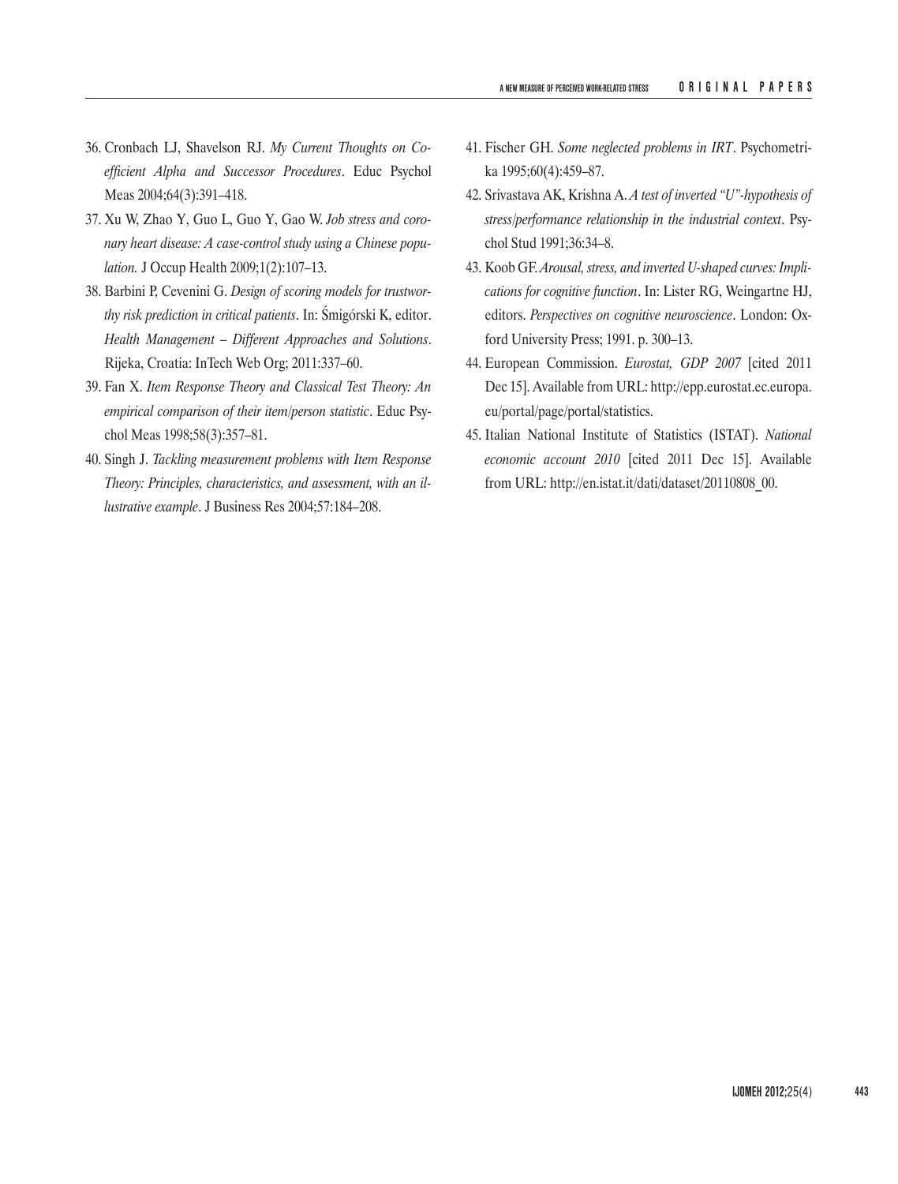36. Cronbach LJ, Shavelson RJ. *My Current Thoughts on Coefficient Alpha and Successor Procedures*. Educ Psychol Meas 2004;64(3):391–418.
37. Xu W, Zhao Y, Guo L, Guo Y, Gao W. *Job stress and coronary heart disease: A case-control study using a Chinese population.* J Occup Health 2009;1(2):107–13.
38. Barbini P, Cevenini G. *Design of scoring models for trustworthy risk prediction in critical patients*. In: Śmigórski K, editor. *Health Management – Different Approaches and Solutions*. Rijeka, Croatia: InTech Web Org; 2011:337–60.
39. Fan X. *Item Response Theory and Classical Test Theory: An empirical comparison of their item/person statistic*. Educ Psychol Meas 1998;58(3):357–81.
40. Singh J. *Tackling measurement problems with Item Response Theory: Principles, characteristics, and assessment, with an illustrative example*. J Business Res 2004;57:184–208.
41. Fischer GH. *Some neglected problems in IRT*. Psychometrika 1995;60(4):459–87.
42. Srivastava AK, Krishna A. *A test of inverted "U"-hypothesis of stress/performance relationship in the industrial context*. Psychol Stud 1991;36:34–8.
43. Koob GF. *Arousal, stress, and inverted U-shaped curves: Implications for cognitive function*. In: Lister RG, Weingartne HJ, editors. *Perspectives on cognitive neuroscience*. London: Oxford University Press; 1991. p. 300–13.
44. European Commission. *Eurostat, GDP 2007* [cited 2011 Dec 15]. Available from URL: http://epp.eurostat.ec.europa.eu/portal/page/portal/statistics.
45. Italian National Institute of Statistics (ISTAT). *National economic account 2010* [cited 2011 Dec 15]. Available from URL: http://en.istat.it/dati/dataset/20110808_00.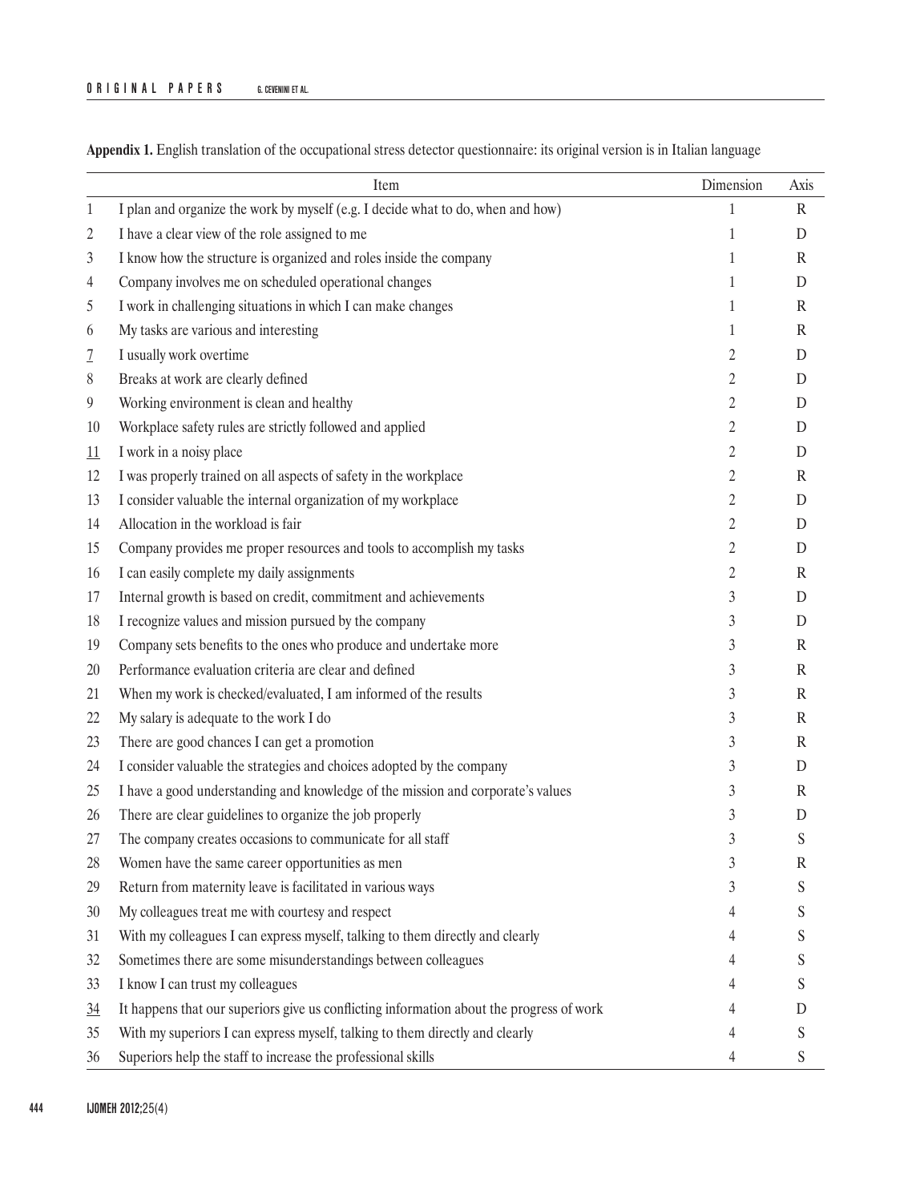**Appendix 1.** English translation of the occupational stress detector questionnaire: its original version is in Italian language

| | Item | Dimension | Axis |
|---|---|---|---|
| 1 | I plan and organize the work by myself (e.g. I decide what to do, when and how) | 1 | R |
| 2 | I have a clear view of the role assigned to me | 1 | D |
| 3 | I know how the structure is organized and roles inside the company | 1 | R |
| 4 | Company involves me on scheduled operational changes | 1 | D |
| 5 | I work in challenging situations in which I can make changes | 1 | R |
| 6 | My tasks are various and interesting | 1 | R |
| <u>7</u> | I usually work overtime | 2 | D |
| 8 | Breaks at work are clearly defined | 2 | D |
| 9 | Working environment is clean and healthy | 2 | D |
| 10 | Workplace safety rules are strictly followed and applied | 2 | D |
| <u>11</u> | I work in a noisy place | 2 | D |
| 12 | I was properly trained on all aspects of safety in the workplace | 2 | R |
| 13 | I consider valuable the internal organization of my workplace | 2 | D |
| 14 | Allocation in the workload is fair | 2 | D |
| 15 | Company provides me proper resources and tools to accomplish my tasks | 2 | D |
| 16 | I can easily complete my daily assignments | 2 | R |
| 17 | Internal growth is based on credit, commitment and achievements | 3 | D |
| 18 | I recognize values and mission pursued by the company | 3 | D |
| 19 | Company sets benefits to the ones who produce and undertake more | 3 | R |
| 20 | Performance evaluation criteria are clear and defined | 3 | R |
| 21 | When my work is checked/evaluated, I am informed of the results | 3 | R |
| 22 | My salary is adequate to the work I do | 3 | R |
| 23 | There are good chances I can get a promotion | 3 | R |
| 24 | I consider valuable the strategies and choices adopted by the company | 3 | D |
| 25 | I have a good understanding and knowledge of the mission and corporate's values | 3 | R |
| 26 | There are clear guidelines to organize the job properly | 3 | D |
| 27 | The company creates occasions to communicate for all staff | 3 | S |
| 28 | Women have the same career opportunities as men | 3 | R |
| 29 | Return from maternity leave is facilitated in various ways | 3 | S |
| 30 | My colleagues treat me with courtesy and respect | 4 | S |
| 31 | With my colleagues I can express myself, talking to them directly and clearly | 4 | S |
| 32 | Sometimes there are some misunderstandings between colleagues | 4 | S |
| 33 | I know I can trust my colleagues | 4 | S |
| <u>34</u> | It happens that our superiors give us conflicting information about the progress of work | 4 | D |
| 35 | With my superiors I can express myself, talking to them directly and clearly | 4 | S |
| 36 | Superiors help the staff to increase the professional skills | 4 | S |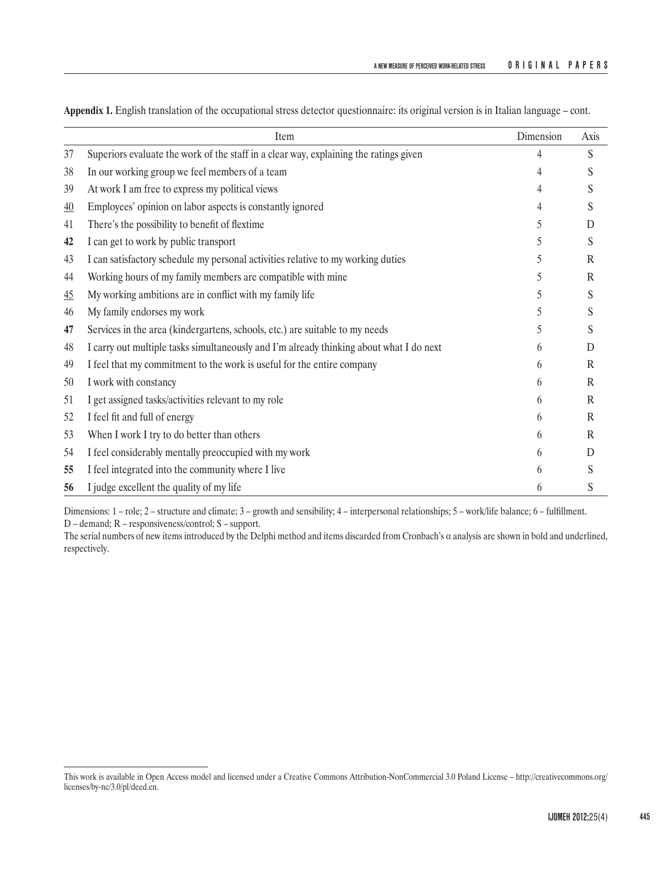**Appendix 1.** English translation of the occupational stress detector questionnaire: its original version is in Italian language – cont.

| | Item | Dimension | Axis |
|---|---|---|---|
| 37 | Superiors evaluate the work of the staff in a clear way, explaining the ratings given | 4 | S |
| 38 | In our working group we feel members of a team | 4 | S |
| 39 | At work I am free to express my political views | 4 | S |
| <u>40</u> | Employees' opinion on labor aspects is constantly ignored | 4 | S |
| 41 | There's the possibility to benefit of flextime | 5 | D |
| **42** | I can get to work by public transport | 5 | S |
| 43 | I can satisfactory schedule my personal activities relative to my working duties | 5 | R |
| 44 | Working hours of my family members are compatible with mine | 5 | R |
| <u>45</u> | My working ambitions are in conflict with my family life | 5 | S |
| 46 | My family endorses my work | 5 | S |
| **47** | Services in the area (kindergartens, schools, etc.) are suitable to my needs | 5 | S |
| 48 | I carry out multiple tasks simultaneously and I'm already thinking about what I do next | 6 | D |
| 49 | I feel that my commitment to the work is useful for the entire company | 6 | R |
| 50 | I work with constancy | 6 | R |
| 51 | I get assigned tasks/activities relevant to my role | 6 | R |
| 52 | I feel fit and full of energy | 6 | R |
| 53 | When I work I try to do better than others | 6 | R |
| 54 | I feel considerably mentally preoccupied with my work | 6 | D |
| **55** | I feel integrated into the community where I live | 6 | S |
| **56** | I judge excellent the quality of my life | 6 | S |

Dimensions: 1 – role; 2 – structure and climate; 3 – growth and sensibility; 4 – interpersonal relationships; 5 – work/life balance; 6 – fulfillment.
D – demand; R – responsiveness/control; S – support.
The serial numbers of new items introduced by the Delphi method and items discarded from Cronbach's $\alpha$ analysis are shown in bold and underlined, respectively.

This work is available in Open Access model and licensed under a Creative Commons Attribution-NonCommercial 3.0 Poland License – http://creativecommons.org/licenses/by-nc/3.0/pl/deed.en.